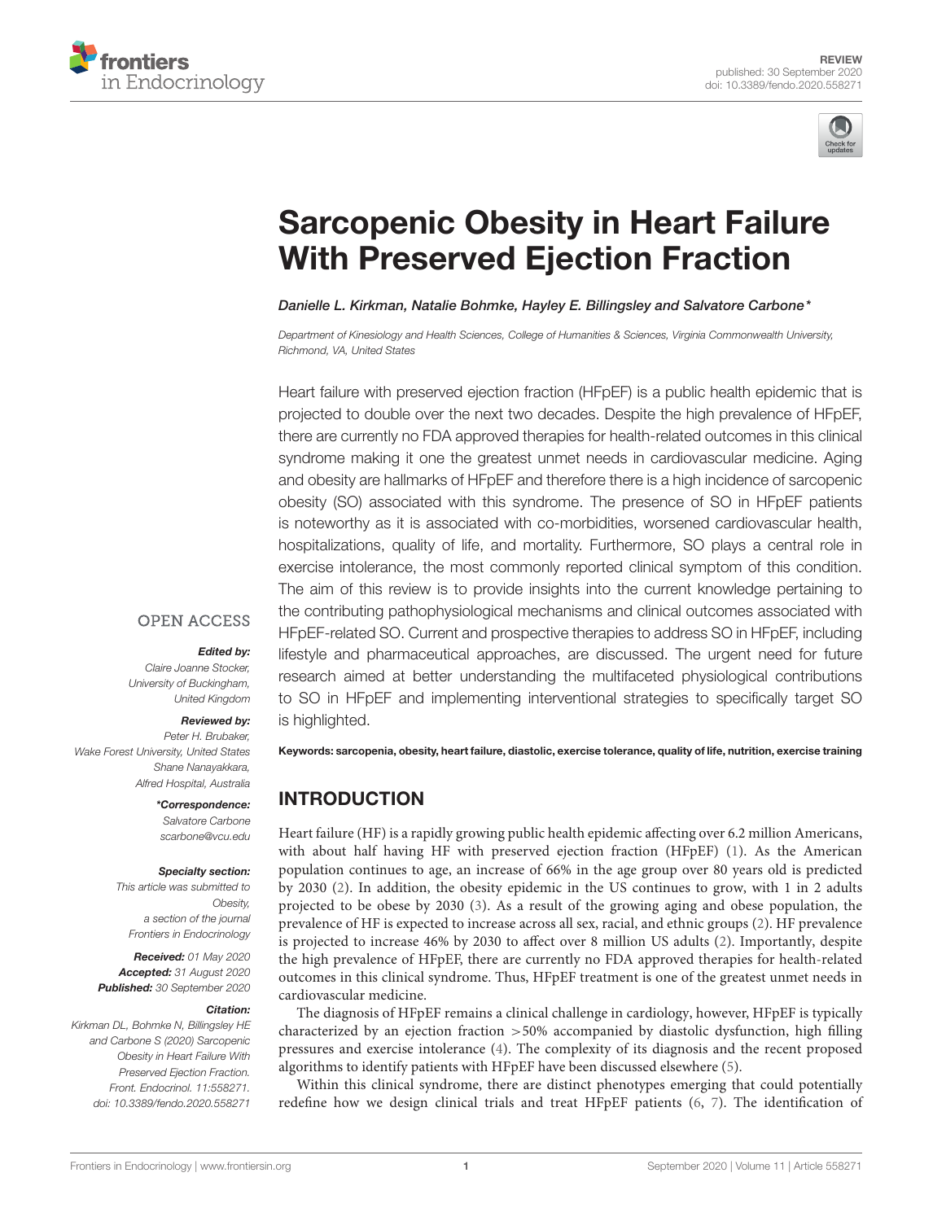REVIEW
published: 30 September 2020
doi: 10.3389/fendo.2020.558271

# Sarcopenic Obesity in Heart Failure With Preserved Ejection Fraction

*Danielle L. Kirkman, Natalie Bohmke, Hayley E. Billingsley and Salvatore Carbone\**

*Department of Kinesiology and Health Sciences, College of Humanities & Sciences, Virginia Commonwealth University, Richmond, VA, United States*

Heart failure with preserved ejection fraction (HFpEF) is a public health epidemic that is projected to double over the next two decades. Despite the high prevalence of HFpEF, there are currently no FDA approved therapies for health-related outcomes in this clinical syndrome making it one the greatest unmet needs in cardiovascular medicine. Aging and obesity are hallmarks of HFpEF and therefore there is a high incidence of sarcopenic obesity (SO) associated with this syndrome. The presence of SO in HFpEF patients is noteworthy as it is associated with co-morbidities, worsened cardiovascular health, hospitalizations, quality of life, and mortality. Furthermore, SO plays a central role in exercise intolerance, the most commonly reported clinical symptom of this condition. The aim of this review is to provide insights into the current knowledge pertaining to the contributing pathophysiological mechanisms and clinical outcomes associated with HFpEF-related SO. Current and prospective therapies to address SO in HFpEF, including lifestyle and pharmaceutical approaches, are discussed. The urgent need for future research aimed at better understanding the multifaceted physiological contributions to SO in HFpEF and implementing interventional strategies to specifically target SO is highlighted.

**Keywords: sarcopenia, obesity, heart failure, diastolic, exercise tolerance, quality of life, nutrition, exercise training**

OPEN ACCESS

***Edited by:***
*Claire Joanne Stocker, University of Buckingham, United Kingdom*

***Reviewed by:***
*Peter H. Brubaker, Wake Forest University, United States*
*Shane Nanayakkara, Alfred Hospital, Australia*

***\*Correspondence:***
*Salvatore Carbone*
*scarbone@vcu.edu*

***Specialty section:***
*This article was submitted to Obesity, a section of the journal Frontiers in Endocrinology*

***Received:*** *01 May 2020*
***Accepted:*** *31 August 2020*
***Published:*** *30 September 2020*

***Citation:***
*Kirkman DL, Bohmke N, Billingsley HE and Carbone S (2020) Sarcopenic Obesity in Heart Failure With Preserved Ejection Fraction. Front. Endocrinol. 11:558271. doi: 10.3389/fendo.2020.558271*

## INTRODUCTION

Heart failure (HF) is a rapidly growing public health epidemic affecting over 6.2 million Americans, with about half having HF with preserved ejection fraction (HFpEF) (1). As the American population continues to age, an increase of 66% in the age group over 80 years old is predicted by 2030 (2). In addition, the obesity epidemic in the US continues to grow, with 1 in 2 adults projected to be obese by 2030 (3). As a result of the growing aging and obese population, the prevalence of HF is expected to increase across all sex, racial, and ethnic groups (2). HF prevalence is projected to increase 46% by 2030 to affect over 8 million US adults (2). Importantly, despite the high prevalence of HFpEF, there are currently no FDA approved therapies for health-related outcomes in this clinical syndrome. Thus, HFpEF treatment is one of the greatest unmet needs in cardiovascular medicine.

The diagnosis of HFpEF remains a clinical challenge in cardiology, however, HFpEF is typically characterized by an ejection fraction >50% accompanied by diastolic dysfunction, high filling pressures and exercise intolerance (4). The complexity of its diagnosis and the recent proposed algorithms to identify patients with HFpEF have been discussed elsewhere (5).

Within this clinical syndrome, there are distinct phenotypes emerging that could potentially redefine how we design clinical trials and treat HFpEF patients (6, 7). The identification of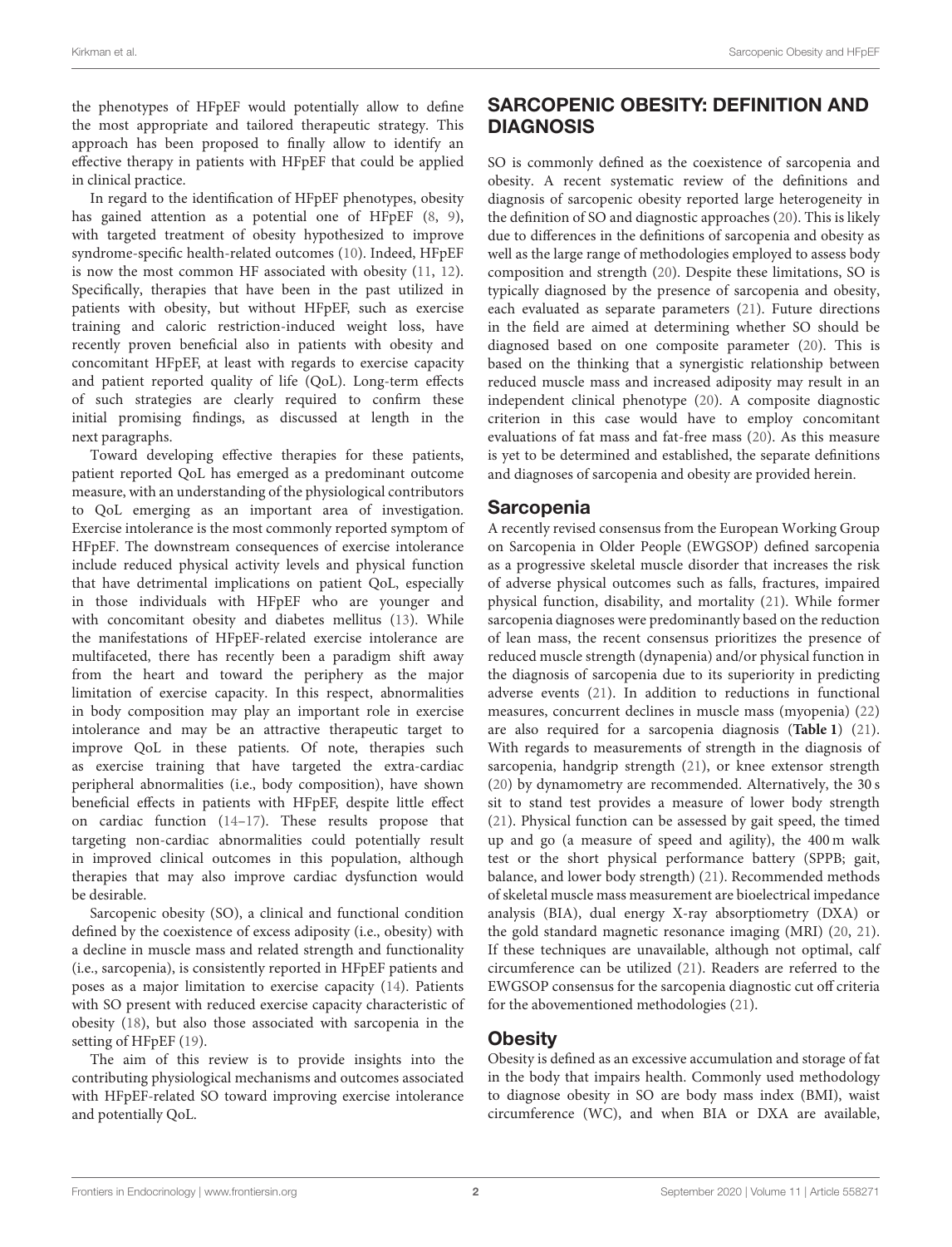the phenotypes of HFpEF would potentially allow to define the most appropriate and tailored therapeutic strategy. This approach has been proposed to finally allow to identify an effective therapy in patients with HFpEF that could be applied in clinical practice.

In regard to the identification of HFpEF phenotypes, obesity has gained attention as a potential one of HFpEF (8, 9), with targeted treatment of obesity hypothesized to improve syndrome-specific health-related outcomes (10). Indeed, HFpEF is now the most common HF associated with obesity (11, 12). Specifically, therapies that have been in the past utilized in patients with obesity, but without HFpEF, such as exercise training and caloric restriction-induced weight loss, have recently proven beneficial also in patients with obesity and concomitant HFpEF, at least with regards to exercise capacity and patient reported quality of life (QoL). Long-term effects of such strategies are clearly required to confirm these initial promising findings, as discussed at length in the next paragraphs.

Toward developing effective therapies for these patients, patient reported QoL has emerged as a predominant outcome measure, with an understanding of the physiological contributors to QoL emerging as an important area of investigation. Exercise intolerance is the most commonly reported symptom of HFpEF. The downstream consequences of exercise intolerance include reduced physical activity levels and physical function that have detrimental implications on patient QoL, especially in those individuals with HFpEF who are younger and with concomitant obesity and diabetes mellitus (13). While the manifestations of HFpEF-related exercise intolerance are multifaceted, there has recently been a paradigm shift away from the heart and toward the periphery as the major limitation of exercise capacity. In this respect, abnormalities in body composition may play an important role in exercise intolerance and may be an attractive therapeutic target to improve QoL in these patients. Of note, therapies such as exercise training that have targeted the extra-cardiac peripheral abnormalities (i.e., body composition), have shown beneficial effects in patients with HFpEF, despite little effect on cardiac function (14–17). These results propose that targeting non-cardiac abnormalities could potentially result in improved clinical outcomes in this population, although therapies that may also improve cardiac dysfunction would be desirable.

Sarcopenic obesity (SO), a clinical and functional condition defined by the coexistence of excess adiposity (i.e., obesity) with a decline in muscle mass and related strength and functionality (i.e., sarcopenia), is consistently reported in HFpEF patients and poses as a major limitation to exercise capacity (14). Patients with SO present with reduced exercise capacity characteristic of obesity (18), but also those associated with sarcopenia in the setting of HFpEF (19).

The aim of this review is to provide insights into the contributing physiological mechanisms and outcomes associated with HFpEF-related SO toward improving exercise intolerance and potentially QoL.

## SARCOPENIC OBESITY: DEFINITION AND DIAGNOSIS

SO is commonly defined as the coexistence of sarcopenia and obesity. A recent systematic review of the definitions and diagnosis of sarcopenic obesity reported large heterogeneity in the definition of SO and diagnostic approaches (20). This is likely due to differences in the definitions of sarcopenia and obesity as well as the large range of methodologies employed to assess body composition and strength (20). Despite these limitations, SO is typically diagnosed by the presence of sarcopenia and obesity, each evaluated as separate parameters (21). Future directions in the field are aimed at determining whether SO should be diagnosed based on one composite parameter (20). This is based on the thinking that a synergistic relationship between reduced muscle mass and increased adiposity may result in an independent clinical phenotype (20). A composite diagnostic criterion in this case would have to employ concomitant evaluations of fat mass and fat-free mass (20). As this measure is yet to be determined and established, the separate definitions and diagnoses of sarcopenia and obesity are provided herein.

### Sarcopenia

A recently revised consensus from the European Working Group on Sarcopenia in Older People (EWGSOP) defined sarcopenia as a progressive skeletal muscle disorder that increases the risk of adverse physical outcomes such as falls, fractures, impaired physical function, disability, and mortality (21). While former sarcopenia diagnoses were predominantly based on the reduction of lean mass, the recent consensus prioritizes the presence of reduced muscle strength (dynapenia) and/or physical function in the diagnosis of sarcopenia due to its superiority in predicting adverse events (21). In addition to reductions in functional measures, concurrent declines in muscle mass (myopenia) (22) are also required for a sarcopenia diagnosis (**Table 1**) (21). With regards to measurements of strength in the diagnosis of sarcopenia, handgrip strength (21), or knee extensor strength (20) by dynamometry are recommended. Alternatively, the 30 s sit to stand test provides a measure of lower body strength (21). Physical function can be assessed by gait speed, the timed up and go (a measure of speed and agility), the 400 m walk test or the short physical performance battery (SPPB; gait, balance, and lower body strength) (21). Recommended methods of skeletal muscle mass measurement are bioelectrical impedance analysis (BIA), dual energy X-ray absorptiometry (DXA) or the gold standard magnetic resonance imaging (MRI) (20, 21). If these techniques are unavailable, although not optimal, calf circumference can be utilized (21). Readers are referred to the EWGSOP consensus for the sarcopenia diagnostic cut off criteria for the abovementioned methodologies (21).

### Obesity

Obesity is defined as an excessive accumulation and storage of fat in the body that impairs health. Commonly used methodology to diagnose obesity in SO are body mass index (BMI), waist circumference (WC), and when BIA or DXA are available,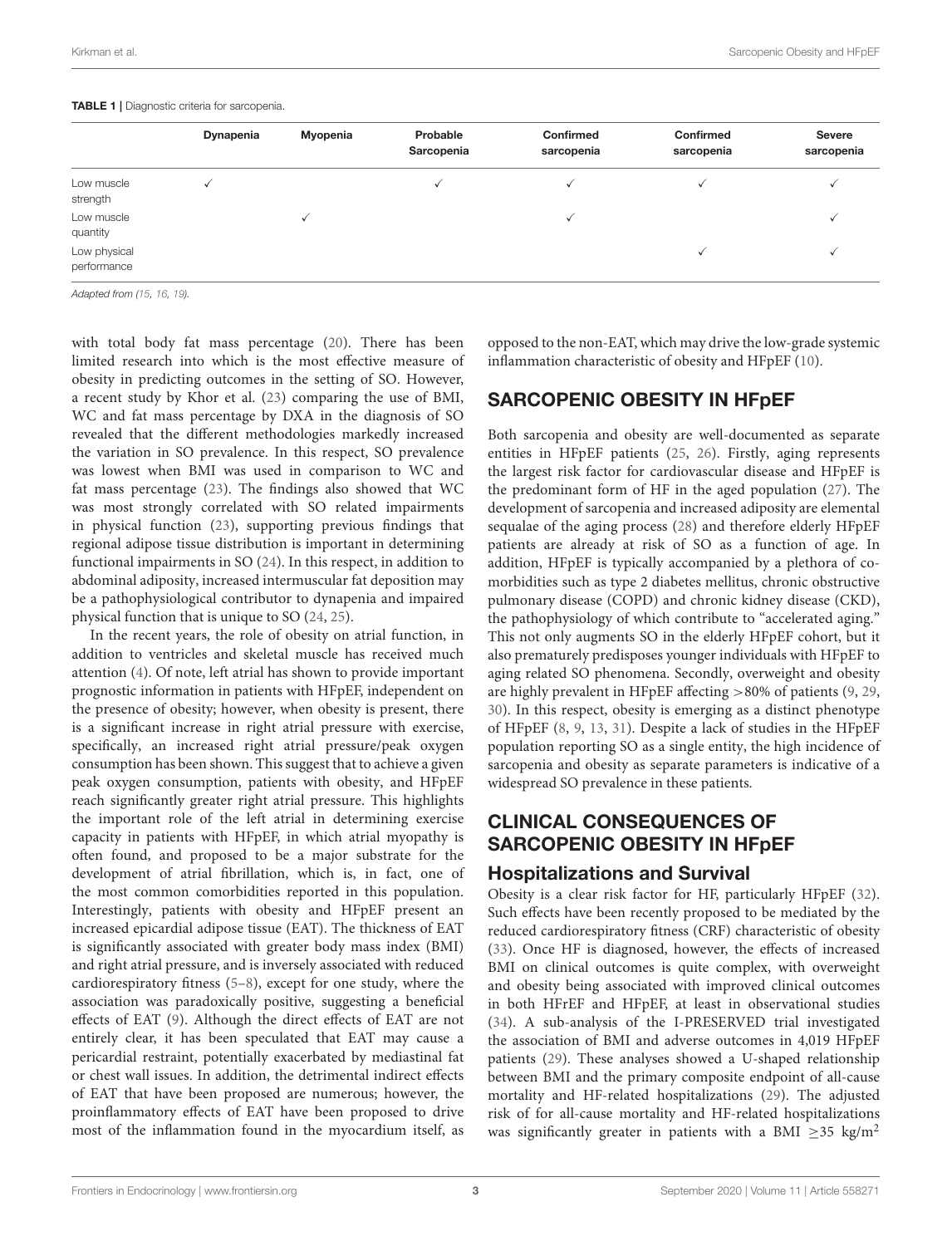**TABLE 1 |** Diagnostic criteria for sarcopenia.

| | Dynapenia | Myopenia | Probable Sarcopenia | Confirmed sarcopenia | Confirmed sarcopenia | Severe sarcopenia |
|---|---|---|---|---|---|---|
| Low muscle strength | ✓ | | ✓ | ✓ | ✓ | ✓ |
| Low muscle quantity | | ✓ | | ✓ | | ✓ |
| Low physical performance | | | | | ✓ | ✓ |

*Adapted from (15, 16, 19).*

with total body fat mass percentage (20). There has been limited research into which is the most effective measure of obesity in predicting outcomes in the setting of SO. However, a recent study by Khor et al. (23) comparing the use of BMI, WC and fat mass percentage by DXA in the diagnosis of SO revealed that the different methodologies markedly increased the variation in SO prevalence. In this respect, SO prevalence was lowest when BMI was used in comparison to WC and fat mass percentage (23). The findings also showed that WC was most strongly correlated with SO related impairments in physical function (23), supporting previous findings that regional adipose tissue distribution is important in determining functional impairments in SO (24). In this respect, in addition to abdominal adiposity, increased intermuscular fat deposition may be a pathophysiological contributor to dynapenia and impaired physical function that is unique to SO (24, 25).

In the recent years, the role of obesity on atrial function, in addition to ventricles and skeletal muscle has received much attention (4). Of note, left atrial has shown to provide important prognostic information in patients with HFpEF, independent on the presence of obesity; however, when obesity is present, there is a significant increase in right atrial pressure with exercise, specifically, an increased right atrial pressure/peak oxygen consumption has been shown. This suggest that to achieve a given peak oxygen consumption, patients with obesity, and HFpEF reach significantly greater right atrial pressure. This highlights the important role of the left atrial in determining exercise capacity in patients with HFpEF, in which atrial myopathy is often found, and proposed to be a major substrate for the development of atrial fibrillation, which is, in fact, one of the most common comorbidities reported in this population. Interestingly, patients with obesity and HFpEF present an increased epicardial adipose tissue (EAT). The thickness of EAT is significantly associated with greater body mass index (BMI) and right atrial pressure, and is inversely associated with reduced cardiorespiratory fitness (5–8), except for one study, where the association was paradoxically positive, suggesting a beneficial effects of EAT (9). Although the direct effects of EAT are not entirely clear, it has been speculated that EAT may cause a pericardial restraint, potentially exacerbated by mediastinal fat or chest wall issues. In addition, the detrimental indirect effects of EAT that have been proposed are numerous; however, the proinflammatory effects of EAT have been proposed to drive most of the inflammation found in the myocardium itself, as opposed to the non-EAT, which may drive the low-grade systemic inflammation characteristic of obesity and HFpEF (10).

## SARCOPENIC OBESITY IN HFpEF

Both sarcopenia and obesity are well-documented as separate entities in HFpEF patients (25, 26). Firstly, aging represents the largest risk factor for cardiovascular disease and HFpEF is the predominant form of HF in the aged population (27). The development of sarcopenia and increased adiposity are elemental sequalae of the aging process (28) and therefore elderly HFpEF patients are already at risk of SO as a function of age. In addition, HFpEF is typically accompanied by a plethora of co-morbidities such as type 2 diabetes mellitus, chronic obstructive pulmonary disease (COPD) and chronic kidney disease (CKD), the pathophysiology of which contribute to "accelerated aging." This not only augments SO in the elderly HFpEF cohort, but it also prematurely predisposes younger individuals with HFpEF to aging related SO phenomena. Secondly, overweight and obesity are highly prevalent in HFpEF affecting >80% of patients (9, 29, 30). In this respect, obesity is emerging as a distinct phenotype of HFpEF (8, 9, 13, 31). Despite a lack of studies in the HFpEF population reporting SO as a single entity, the high incidence of sarcopenia and obesity as separate parameters is indicative of a widespread SO prevalence in these patients.

## CLINICAL CONSEQUENCES OF SARCOPENIC OBESITY IN HFpEF

### Hospitalizations and Survival

Obesity is a clear risk factor for HF, particularly HFpEF (32). Such effects have been recently proposed to be mediated by the reduced cardiorespiratory fitness (CRF) characteristic of obesity (33). Once HF is diagnosed, however, the effects of increased BMI on clinical outcomes is quite complex, with overweight and obesity being associated with improved clinical outcomes in both HFrEF and HFpEF, at least in observational studies (34). A sub-analysis of the I-PRESERVED trial investigated the association of BMI and adverse outcomes in 4,019 HFpEF patients (29). These analyses showed a U-shaped relationship between BMI and the primary composite endpoint of all-cause mortality and HF-related hospitalizations (29). The adjusted risk of for all-cause mortality and HF-related hospitalizations was significantly greater in patients with a BMI $\geq$35 kg/m$^2$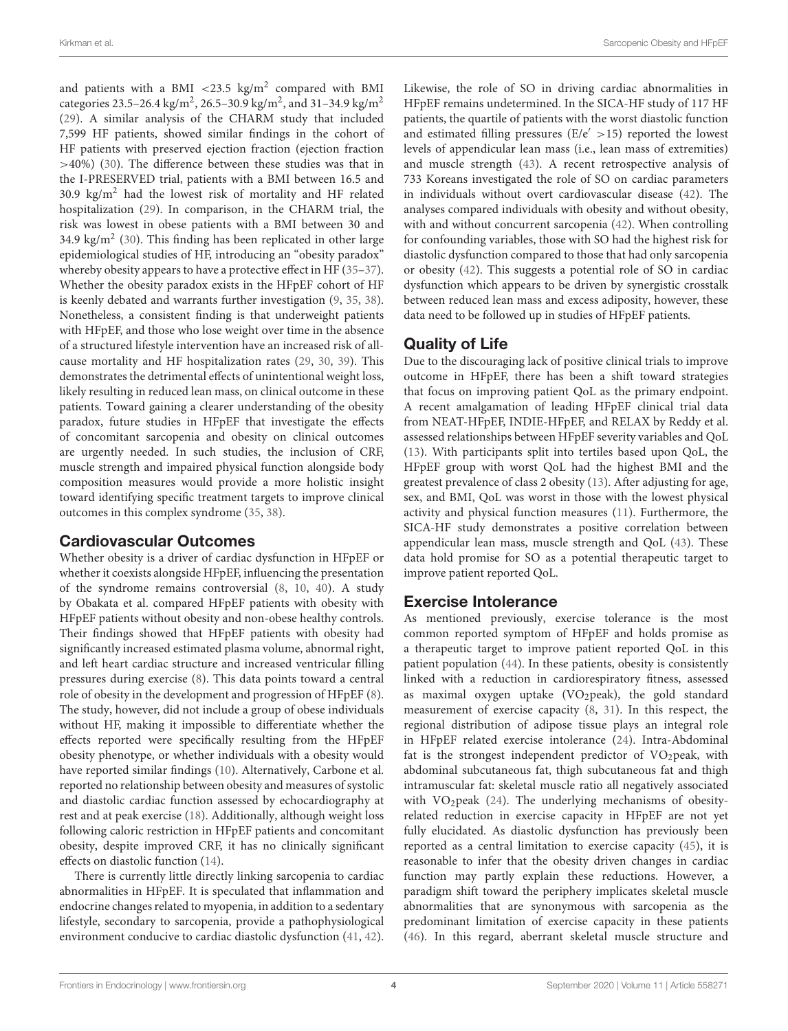and patients with a BMI <23.5 kg/m$^2$ compared with BMI categories 23.5–26.4 kg/m$^2$, 26.5–30.9 kg/m$^2$, and 31–34.9 kg/m$^2$ (29). A similar analysis of the CHARM study that included 7,599 HF patients, showed similar findings in the cohort of HF patients with preserved ejection fraction (ejection fraction >40%) (30). The difference between these studies was that in the I-PRESERVED trial, patients with a BMI between 16.5 and 30.9 kg/m$^2$ had the lowest risk of mortality and HF related hospitalization (29). In comparison, in the CHARM trial, the risk was lowest in obese patients with a BMI between 30 and 34.9 kg/m$^2$ (30). This finding has been replicated in other large epidemiological studies of HF, introducing an "obesity paradox" whereby obesity appears to have a protective effect in HF (35–37). Whether the obesity paradox exists in the HFpEF cohort of HF is keenly debated and warrants further investigation (9, 35, 38). Nonetheless, a consistent finding is that underweight patients with HFpEF, and those who lose weight over time in the absence of a structured lifestyle intervention have an increased risk of all-cause mortality and HF hospitalization rates (29, 30, 39). This demonstrates the detrimental effects of unintentional weight loss, likely resulting in reduced lean mass, on clinical outcome in these patients. Toward gaining a clearer understanding of the obesity paradox, future studies in HFpEF that investigate the effects of concomitant sarcopenia and obesity on clinical outcomes are urgently needed. In such studies, the inclusion of CRF, muscle strength and impaired physical function alongside body composition measures would provide a more holistic insight toward identifying specific treatment targets to improve clinical outcomes in this complex syndrome (35, 38).

## Cardiovascular Outcomes

Whether obesity is a driver of cardiac dysfunction in HFpEF or whether it coexists alongside HFpEF, influencing the presentation of the syndrome remains controversial (8, 10, 40). A study by Obakata et al. compared HFpEF patients with obesity with HFpEF patients without obesity and non-obese healthy controls. Their findings showed that HFpEF patients with obesity had significantly increased estimated plasma volume, abnormal right, and left heart cardiac structure and increased ventricular filling pressures during exercise (8). This data points toward a central role of obesity in the development and progression of HFpEF (8). The study, however, did not include a group of obese individuals without HF, making it impossible to differentiate whether the effects reported were specifically resulting from the HFpEF obesity phenotype, or whether individuals with a obesity would have reported similar findings (10). Alternatively, Carbone et al. reported no relationship between obesity and measures of systolic and diastolic cardiac function assessed by echocardiography at rest and at peak exercise (18). Additionally, although weight loss following caloric restriction in HFpEF patients and concomitant obesity, despite improved CRF, it has no clinically significant effects on diastolic function (14).

There is currently little directly linking sarcopenia to cardiac abnormalities in HFpEF. It is speculated that inflammation and endocrine changes related to myopenia, in addition to a sedentary lifestyle, secondary to sarcopenia, provide a pathophysiological environment conducive to cardiac diastolic dysfunction (41, 42). Likewise, the role of SO in driving cardiac abnormalities in HFpEF remains undetermined. In the SICA-HF study of 117 HF patients, the quartile of patients with the worst diastolic function and estimated filling pressures ($E/e' > 15$) reported the lowest levels of appendicular lean mass (i.e., lean mass of extremities) and muscle strength (43). A recent retrospective analysis of 733 Koreans investigated the role of SO on cardiac parameters in individuals without overt cardiovascular disease (42). The analyses compared individuals with obesity and without obesity, with and without concurrent sarcopenia (42). When controlling for confounding variables, those with SO had the highest risk for diastolic dysfunction compared to those that had only sarcopenia or obesity (42). This suggests a potential role of SO in cardiac dysfunction which appears to be driven by synergistic crosstalk between reduced lean mass and excess adiposity, however, these data need to be followed up in studies of HFpEF patients.

## Quality of Life

Due to the discouraging lack of positive clinical trials to improve outcome in HFpEF, there has been a shift toward strategies that focus on improving patient QoL as the primary endpoint. A recent amalgamation of leading HFpEF clinical trial data from NEAT-HFpEF, INDIE-HFpEF, and RELAX by Reddy et al. assessed relationships between HFpEF severity variables and QoL (13). With participants split into tertiles based upon QoL, the HFpEF group with worst QoL had the highest BMI and the greatest prevalence of class 2 obesity (13). After adjusting for age, sex, and BMI, QoL was worst in those with the lowest physical activity and physical function measures (11). Furthermore, the SICA-HF study demonstrates a positive correlation between appendicular lean mass, muscle strength and QoL (43). These data hold promise for SO as a potential therapeutic target to improve patient reported QoL.

## Exercise Intolerance

As mentioned previously, exercise tolerance is the most common reported symptom of HFpEF and holds promise as a therapeutic target to improve patient reported QoL in this patient population (44). In these patients, obesity is consistently linked with a reduction in cardiorespiratory fitness, assessed as maximal oxygen uptake ($VO_2$peak), the gold standard measurement of exercise capacity (8, 31). In this respect, the regional distribution of adipose tissue plays an integral role in HFpEF related exercise intolerance (24). Intra-Abdominal fat is the strongest independent predictor of $VO_2$peak, with abdominal subcutaneous fat, thigh subcutaneous fat and thigh intramuscular fat: skeletal muscle ratio all negatively associated with $VO_2$peak (24). The underlying mechanisms of obesity-related reduction in exercise capacity in HFpEF are not yet fully elucidated. As diastolic dysfunction has previously been reported as a central limitation to exercise capacity (45), it is reasonable to infer that the obesity driven changes in cardiac function may partly explain these reductions. However, a paradigm shift toward the periphery implicates skeletal muscle abnormalities that are synonymous with sarcopenia as the predominant limitation of exercise capacity in these patients (46). In this regard, aberrant skeletal muscle structure and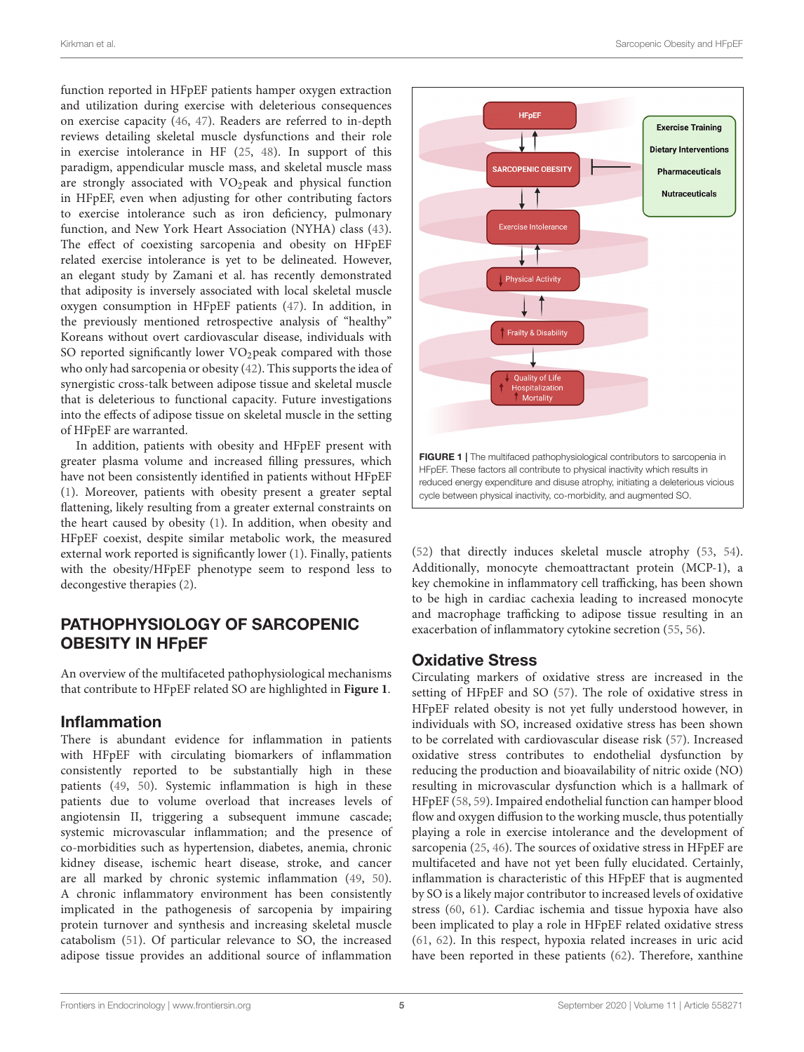function reported in HFpEF patients hamper oxygen extraction and utilization during exercise with deleterious consequences on exercise capacity (46, 47). Readers are referred to in-depth reviews detailing skeletal muscle dysfunctions and their role in exercise intolerance in HF (25, 48). In support of this paradigm, appendicular muscle mass, and skeletal muscle mass are strongly associated with $VO_2$peak and physical function in HFpEF, even when adjusting for other contributing factors to exercise intolerance such as iron deficiency, pulmonary function, and New York Heart Association (NYHA) class (43). The effect of coexisting sarcopenia and obesity on HFpEF related exercise intolerance is yet to be delineated. However, an elegant study by Zamani et al. has recently demonstrated that adiposity is inversely associated with local skeletal muscle oxygen consumption in HFpEF patients (47). In addition, in the previously mentioned retrospective analysis of "healthy" Koreans without overt cardiovascular disease, individuals with SO reported significantly lower $VO_2$peak compared with those who only had sarcopenia or obesity (42). This supports the idea of synergistic cross-talk between adipose tissue and skeletal muscle that is deleterious to functional capacity. Future investigations into the effects of adipose tissue on skeletal muscle in the setting of HFpEF are warranted.

In addition, patients with obesity and HFpEF present with greater plasma volume and increased filling pressures, which have not been consistently identified in patients without HFpEF (1). Moreover, patients with obesity present a greater septal flattening, likely resulting from a greater external constraints on the heart caused by obesity (1). In addition, when obesity and HFpEF coexist, despite similar metabolic work, the measured external work reported is significantly lower (1). Finally, patients with the obesity/HFpEF phenotype seem to respond less to decongestive therapies (2).

## PATHOPHYSIOLOGY OF SARCOPENIC OBESITY IN HFpEF

An overview of the multifaceted pathophysiological mechanisms that contribute to HFpEF related SO are highlighted in **Figure 1**.

### Inflammation

There is abundant evidence for inflammation in patients with HFpEF with circulating biomarkers of inflammation consistently reported to be substantially high in these patients (49, 50). Systemic inflammation is high in these patients due to volume overload that increases levels of angiotensin II, triggering a subsequent immune cascade; systemic microvascular inflammation; and the presence of co-morbidities such as hypertension, diabetes, anemia, chronic kidney disease, ischemic heart disease, stroke, and cancer are all marked by chronic systemic inflammation (49, 50). A chronic inflammatory environment has been consistently implicated in the pathogenesis of sarcopenia by impairing protein turnover and synthesis and increasing skeletal muscle catabolism (51). Of particular relevance to SO, the increased adipose tissue provides an additional source of inflammation (52) that directly induces skeletal muscle atrophy (53, 54). Additionally, monocyte chemoattractant protein (MCP-1), a key chemokine in inflammatory cell trafficking, has been shown to be high in cardiac cachexia leading to increased monocyte and macrophage trafficking to adipose tissue resulting in an exacerbation of inflammatory cytokine secretion (55, 56).

HFpEF ↓↑ SARCOPENIC OBESITY ↓↑ Exercise Intolerance ↓↑ ↓ Physical Activity ↓↑ ↑ Frailty & Disability ↓ ↓ Quality of Life, ↑ Hospitalization, ↑ Mortality

Exercise Training; Dietary Interventions; Pharmaceuticals; Nutraceuticals

**FIGURE 1 |** The multifaced pathophysiological contributors to sarcopenia in HFpEF. These factors all contribute to physical inactivity which results in reduced energy expenditure and disuse atrophy, initiating a deleterious vicious cycle between physical inactivity, co-morbidity, and augmented SO.

### Oxidative Stress

Circulating markers of oxidative stress are increased in the setting of HFpEF and SO (57). The role of oxidative stress in HFpEF related obesity is not yet fully understood however, in individuals with SO, increased oxidative stress has been shown to be correlated with cardiovascular disease risk (57). Increased oxidative stress contributes to endothelial dysfunction by reducing the production and bioavailability of nitric oxide (NO) resulting in microvascular dysfunction which is a hallmark of HFpEF (58, 59). Impaired endothelial function can hamper blood flow and oxygen diffusion to the working muscle, thus potentially playing a role in exercise intolerance and the development of sarcopenia (25, 46). The sources of oxidative stress in HFpEF are multifaceted and have not yet been fully elucidated. Certainly, inflammation is characteristic of this HFpEF that is augmented by SO is a likely major contributor to increased levels of oxidative stress (60, 61). Cardiac ischemia and tissue hypoxia have also been implicated to play a role in HFpEF related oxidative stress (61, 62). In this respect, hypoxia related increases in uric acid have been reported in these patients (62). Therefore, xanthine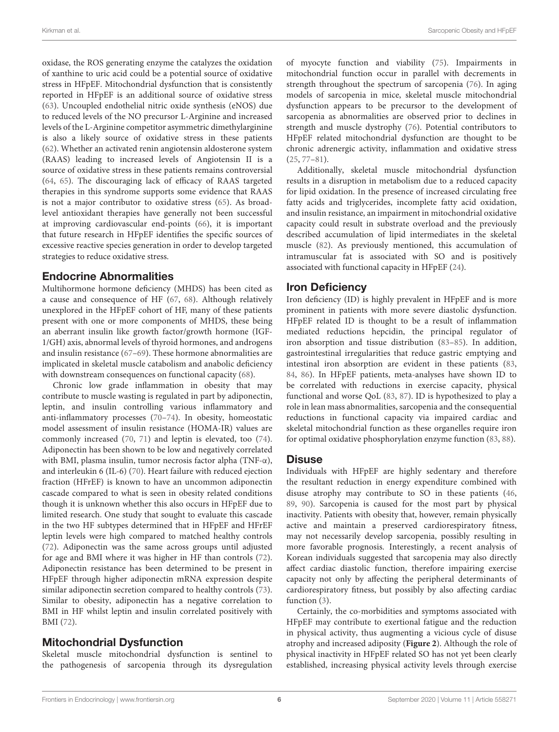oxidase, the ROS generating enzyme the catalyzes the oxidation of xanthine to uric acid could be a potential source of oxidative stress in HFpEF. Mitochondrial dysfunction that is consistently reported in HFpEF is an additional source of oxidative stress (63). Uncoupled endothelial nitric oxide synthesis (eNOS) due to reduced levels of the NO precursor L-Arginine and increased levels of the L-Arginine competitor asymmetric dimethylarginine is also a likely source of oxidative stress in these patients (62). Whether an activated renin angiotensin aldosterone system (RAAS) leading to increased levels of Angiotensin II is a source of oxidative stress in these patients remains controversial (64, 65). The discouraging lack of efficacy of RAAS targeted therapies in this syndrome supports some evidence that RAAS is not a major contributor to oxidative stress (65). As broad-level antioxidant therapies have generally not been successful at improving cardiovascular end-points (66), it is important that future research in HFpEF identifies the specific sources of excessive reactive species generation in order to develop targeted strategies to reduce oxidative stress.

## Endocrine Abnormalities

Multihormone hormone deficiency (MHDS) has been cited as a cause and consequence of HF (67, 68). Although relatively unexplored in the HFpEF cohort of HF, many of these patients present with one or more components of MHDS, these being an aberrant insulin like growth factor/growth hormone (IGF-1/GH) axis, abnormal levels of thyroid hormones, and androgens and insulin resistance (67–69). These hormone abnormalities are implicated in skeletal muscle catabolism and anabolic deficiency with downstream consequences on functional capacity (68).

Chronic low grade inflammation in obesity that may contribute to muscle wasting is regulated in part by adiponectin, leptin, and insulin controlling various inflammatory and anti-inflammatory processes (70–74). In obesity, homeostatic model assessment of insulin resistance (HOMA-IR) values are commonly increased (70, 71) and leptin is elevated, too (74). Adiponectin has been shown to be low and negatively correlated with BMI, plasma insulin, tumor necrosis factor alpha (TNF-α), and interleukin 6 (IL-6) (70). Heart failure with reduced ejection fraction (HFrEF) is known to have an uncommon adiponectin cascade compared to what is seen in obesity related conditions though it is unknown whether this also occurs in HFpEF due to limited research. One study that sought to evaluate this cascade in the two HF subtypes determined that in HFpEF and HFrEF leptin levels were high compared to matched healthy controls (72). Adiponectin was the same across groups until adjusted for age and BMI where it was higher in HF than controls (72). Adiponectin resistance has been determined to be present in HFpEF through higher adiponectin mRNA expression despite similar adiponectin secretion compared to healthy controls (73). Similar to obesity, adiponectin has a negative correlation to BMI in HF whilst leptin and insulin correlated positively with BMI (72).

## Mitochondrial Dysfunction

Skeletal muscle mitochondrial dysfunction is sentinel to the pathogenesis of sarcopenia through its dysregulation of myocyte function and viability (75). Impairments in mitochondrial function occur in parallel with decrements in strength throughout the spectrum of sarcopenia (76). In aging models of sarcopenia in mice, skeletal muscle mitochondrial dysfunction appears to be precursor to the development of sarcopenia as abnormalities are observed prior to declines in strength and muscle dystrophy (76). Potential contributors to HFpEF related mitochondrial dysfunction are thought to be chronic adrenergic activity, inflammation and oxidative stress (25, 77–81).

Additionally, skeletal muscle mitochondrial dysfunction results in a disruption in metabolism due to a reduced capacity for lipid oxidation. In the presence of increased circulating free fatty acids and triglycerides, incomplete fatty acid oxidation, and insulin resistance, an impairment in mitochondrial oxidative capacity could result in substrate overload and the previously described accumulation of lipid intermediates in the skeletal muscle (82). As previously mentioned, this accumulation of intramuscular fat is associated with SO and is positively associated with functional capacity in HFpEF (24).

## Iron Deficiency

Iron deficiency (ID) is highly prevalent in HFpEF and is more prominent in patients with more severe diastolic dysfunction. HFpEF related ID is thought to be a result of inflammation mediated reductions hepcidin, the principal regulator of iron absorption and tissue distribution (83–85). In addition, gastrointestinal irregularities that reduce gastric emptying and intestinal iron absorption are evident in these patients (83, 84, 86). In HFpEF patients, meta-analyses have shown ID to be correlated with reductions in exercise capacity, physical functional and worse QoL (83, 87). ID is hypothesized to play a role in lean mass abnormalities, sarcopenia and the consequential reductions in functional capacity via impaired cardiac and skeletal mitochondrial function as these organelles require iron for optimal oxidative phosphorylation enzyme function (83, 88).

## Disuse

Individuals with HFpEF are highly sedentary and therefore the resultant reduction in energy expenditure combined with disuse atrophy may contribute to SO in these patients (46, 89, 90). Sarcopenia is caused for the most part by physical inactivity. Patients with obesity that, however, remain physically active and maintain a preserved cardiorespiratory fitness, may not necessarily develop sarcopenia, possibly resulting in more favorable prognosis. Interestingly, a recent analysis of Korean individuals suggested that sarcopenia may also directly affect cardiac diastolic function, therefore impairing exercise capacity not only by affecting the peripheral determinants of cardiorespiratory fitness, but possibly by also affecting cardiac function (3).

Certainly, the co-morbidities and symptoms associated with HFpEF may contribute to exertional fatigue and the reduction in physical activity, thus augmenting a vicious cycle of disuse atrophy and increased adiposity (**Figure 2**). Although the role of physical inactivity in HFpEF related SO has not yet been clearly established, increasing physical activity levels through exercise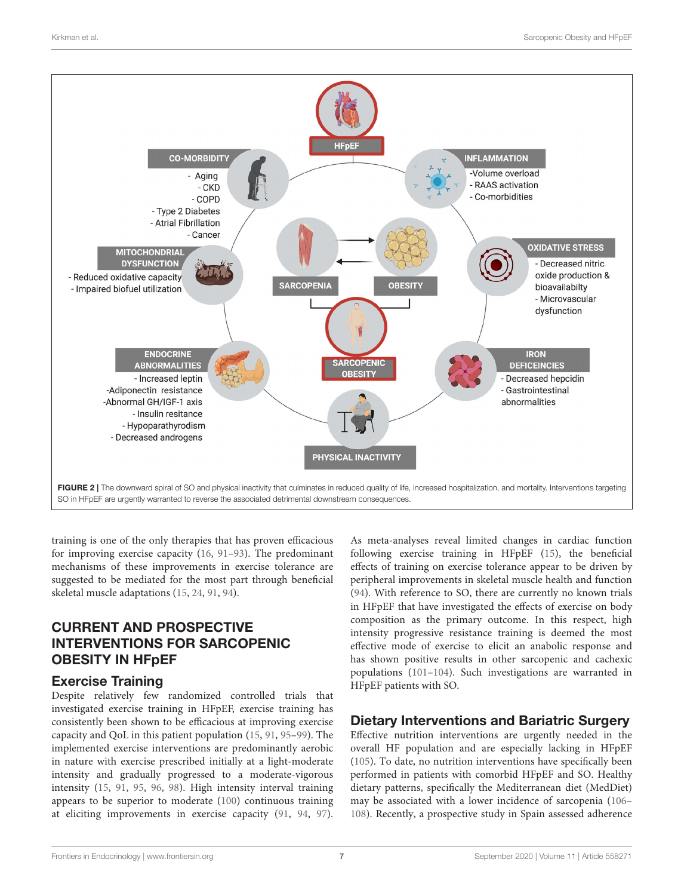FIGURE 2 | The downward spiral of SO and physical inactivity that culminates in reduced quality of life, increased hospitalization, and mortality. Interventions targeting SO in HFpEF are urgently warranted to reverse the associated detrimental downstream consequences.

training is one of the only therapies that has proven efficacious for improving exercise capacity (16, 91–93). The predominant mechanisms of these improvements in exercise tolerance are suggested to be mediated for the most part through beneficial skeletal muscle adaptations (15, 24, 91, 94).

## CURRENT AND PROSPECTIVE INTERVENTIONS FOR SARCOPENIC OBESITY IN HFpEF

### Exercise Training

Despite relatively few randomized controlled trials that investigated exercise training in HFpEF, exercise training has consistently been shown to be efficacious at improving exercise capacity and QoL in this patient population (15, 91, 95–99). The implemented exercise interventions are predominantly aerobic in nature with exercise prescribed initially at a light-moderate intensity and gradually progressed to a moderate-vigorous intensity (15, 91, 95, 96, 98). High intensity interval training appears to be superior to moderate (100) continuous training at eliciting improvements in exercise capacity (91, 94, 97). As meta-analyses reveal limited changes in cardiac function following exercise training in HFpEF (15), the beneficial effects of training on exercise tolerance appear to be driven by peripheral improvements in skeletal muscle health and function (94). With reference to SO, there are currently no known trials in HFpEF that have investigated the effects of exercise on body composition as the primary outcome. In this respect, high intensity progressive resistance training is deemed the most effective mode of exercise to elicit an anabolic response and has shown positive results in other sarcopenic and cachexic populations (101–104). Such investigations are warranted in HFpEF patients with SO.

### Dietary Interventions and Bariatric Surgery

Effective nutrition interventions are urgently needed in the overall HF population and are especially lacking in HFpEF (105). To date, no nutrition interventions have specifically been performed in patients with comorbid HFpEF and SO. Healthy dietary patterns, specifically the Mediterranean diet (MedDiet) may be associated with a lower incidence of sarcopenia (106–108). Recently, a prospective study in Spain assessed adherence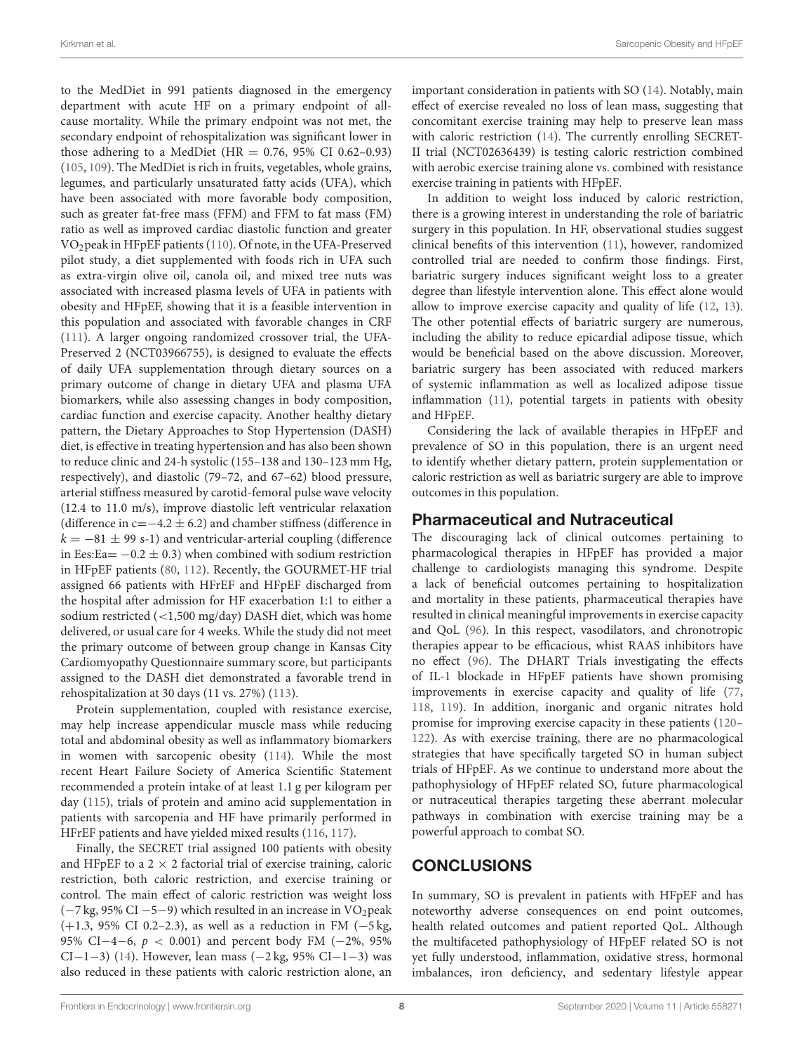to the MedDiet in 991 patients diagnosed in the emergency department with acute HF on a primary endpoint of all-cause mortality. While the primary endpoint was not met, the secondary endpoint of rehospitalization was significant lower in those adhering to a MedDiet (HR = 0.76, 95% CI 0.62–0.93) (105, 109). The MedDiet is rich in fruits, vegetables, whole grains, legumes, and particularly unsaturated fatty acids (UFA), which have been associated with more favorable body composition, such as greater fat-free mass (FFM) and FFM to fat mass (FM) ratio as well as improved cardiac diastolic function and greater $VO_2$peak in HFpEF patients (110). Of note, in the UFA-Preserved pilot study, a diet supplemented with foods rich in UFA such as extra-virgin olive oil, canola oil, and mixed tree nuts was associated with increased plasma levels of UFA in patients with obesity and HFpEF, showing that it is a feasible intervention in this population and associated with favorable changes in CRF (111). A larger ongoing randomized crossover trial, the UFA-Preserved 2 (NCT03966755), is designed to evaluate the effects of daily UFA supplementation through dietary sources on a primary outcome of change in dietary UFA and plasma UFA biomarkers, while also assessing changes in body composition, cardiac function and exercise capacity. Another healthy dietary pattern, the Dietary Approaches to Stop Hypertension (DASH) diet, is effective in treating hypertension and has also been shown to reduce clinic and 24-h systolic (155–138 and 130–123 mm Hg, respectively), and diastolic (79–72, and 67–62) blood pressure, arterial stiffness measured by carotid-femoral pulse wave velocity (12.4 to 11.0 m/s), improve diastolic left ventricular relaxation (difference in $c = -4.2 \pm 6.2$) and chamber stiffness (difference in $k = -81 \pm 99$ s-1) and ventricular-arterial coupling (difference in Es:Ea= $-0.2 \pm 0.3$) when combined with sodium restriction in HFpEF patients (80, 112). Recently, the GOURMET-HF trial assigned 66 patients with HFrEF and HFpEF discharged from the hospital after admission for HF exacerbation 1:1 to either a sodium restricted (<1,500 mg/day) DASH diet, which was home delivered, or usual care for 4 weeks. While the study did not meet the primary outcome of between group change in Kansas City Cardiomyopathy Questionnaire summary score, but participants assigned to the DASH diet demonstrated a favorable trend in rehospitalization at 30 days (11 vs. 27%) (113).

Protein supplementation, coupled with resistance exercise, may help increase appendicular muscle mass while reducing total and abdominal obesity as well as inflammatory biomarkers in women with sarcopenic obesity (114). While the most recent Heart Failure Society of America Scientific Statement recommended a protein intake of at least 1.1 g per kilogram per day (115), trials of protein and amino acid supplementation in patients with sarcopenia and HF have primarily performed in HFrEF patients and have yielded mixed results (116, 117).

Finally, the SECRET trial assigned 100 patients with obesity and HFpEF to a 2 × 2 factorial trial of exercise training, caloric restriction, both caloric restriction, and exercise training or control. The main effect of caloric restriction was weight loss (−7 kg, 95% CI −5−9) which resulted in an increase in $VO_2$peak (+1.3, 95% CI 0.2–2.3), as well as a reduction in FM (−5 kg, 95% CI−4−6, $p < 0.001$) and percent body FM (−2%, 95% CI−1−3) (14). However, lean mass (−2 kg, 95% CI−1−3) was also reduced in these patients with caloric restriction alone, an important consideration in patients with SO (14). Notably, main effect of exercise revealed no loss of lean mass, suggesting that concomitant exercise training may help to preserve lean mass with caloric restriction (14). The currently enrolling SECRET-II trial (NCT02636439) is testing caloric restriction combined with aerobic exercise training alone vs. combined with resistance exercise training in patients with HFpEF.

In addition to weight loss induced by caloric restriction, there is a growing interest in understanding the role of bariatric surgery in this population. In HF, observational studies suggest clinical benefits of this intervention (11), however, randomized controlled trial are needed to confirm those findings. First, bariatric surgery induces significant weight loss to a greater degree than lifestyle intervention alone. This effect alone would allow to improve exercise capacity and quality of life (12, 13). The other potential effects of bariatric surgery are numerous, including the ability to reduce epicardial adipose tissue, which would be beneficial based on the above discussion. Moreover, bariatric surgery has been associated with reduced markers of systemic inflammation as well as localized adipose tissue inflammation (11), potential targets in patients with obesity and HFpEF.

Considering the lack of available therapies in HFpEF and prevalence of SO in this population, there is an urgent need to identify whether dietary pattern, protein supplementation or caloric restriction as well as bariatric surgery are able to improve outcomes in this population.

### Pharmaceutical and Nutraceutical

The discouraging lack of clinical outcomes pertaining to pharmacological therapies in HFpEF has provided a major challenge to cardiologists managing this syndrome. Despite a lack of beneficial outcomes pertaining to hospitalization and mortality in these patients, pharmaceutical therapies have resulted in clinical meaningful improvements in exercise capacity and QoL (96). In this respect, vasodilators, and chronotropic therapies appear to be efficacious, whist RAAS inhibitors have no effect (96). The DHART Trials investigating the effects of IL-1 blockade in HFpEF patients have shown promising improvements in exercise capacity and quality of life (77, 118, 119). In addition, inorganic and organic nitrates hold promise for improving exercise capacity in these patients (120–122). As with exercise training, there are no pharmacological strategies that have specifically targeted SO in human subject trials of HFpEF. As we continue to understand more about the pathophysiology of HFpEF related SO, future pharmacological or nutraceutical therapies targeting these aberrant molecular pathways in combination with exercise training may be a powerful approach to combat SO.

## CONCLUSIONS

In summary, SO is prevalent in patients with HFpEF and has noteworthy adverse consequences on end point outcomes, health related outcomes and patient reported QoL. Although the multifaceted pathophysiology of HFpEF related SO is not yet fully understood, inflammation, oxidative stress, hormonal imbalances, iron deficiency, and sedentary lifestyle appear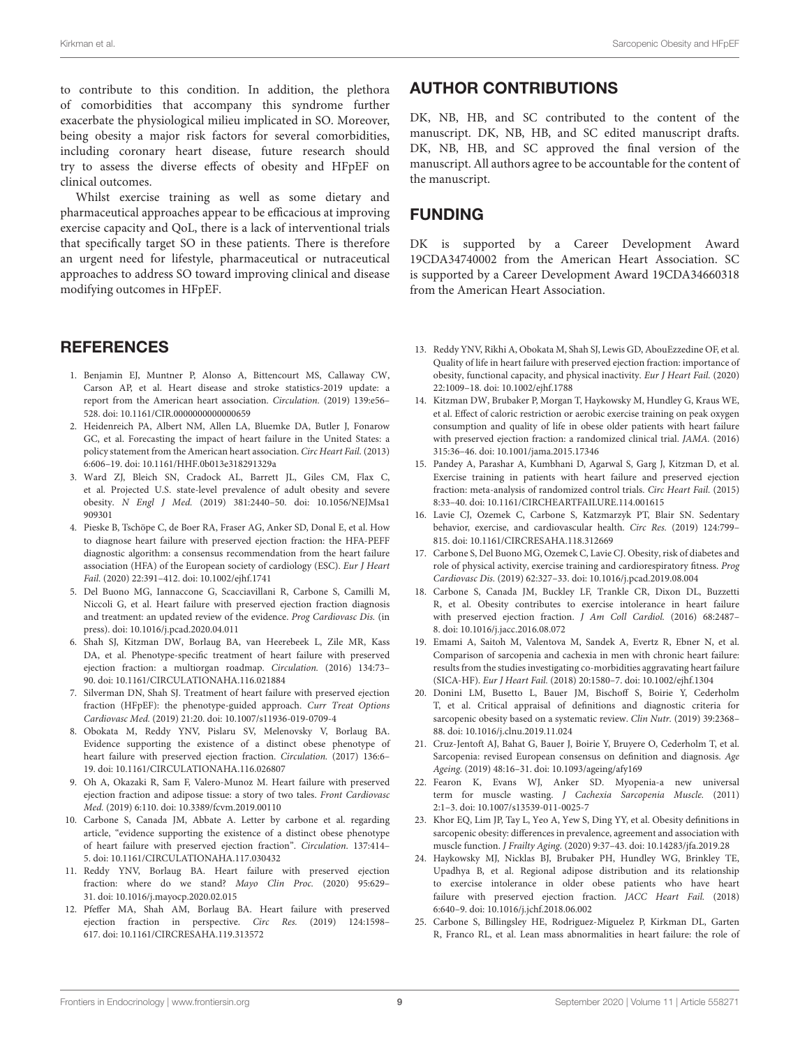to contribute to this condition. In addition, the plethora of comorbidities that accompany this syndrome further exacerbate the physiological milieu implicated in SO. Moreover, being obesity a major risk factors for several comorbidities, including coronary heart disease, future research should try to assess the diverse effects of obesity and HFpEF on clinical outcomes.

Whilst exercise training as well as some dietary and pharmaceutical approaches appear to be efficacious at improving exercise capacity and QoL, there is a lack of interventional trials that specifically target SO in these patients. There is therefore an urgent need for lifestyle, pharmaceutical or nutraceutical approaches to address SO toward improving clinical and disease modifying outcomes in HFpEF.

## AUTHOR CONTRIBUTIONS

DK, NB, HB, and SC contributed to the content of the manuscript. DK, NB, HB, and SC edited manuscript drafts. DK, NB, HB, and SC approved the final version of the manuscript. All authors agree to be accountable for the content of the manuscript.

## FUNDING

DK is supported by a Career Development Award 19CDA34740002 from the American Heart Association. SC is supported by a Career Development Award 19CDA34660318 from the American Heart Association.

## REFERENCES

1. Benjamin EJ, Muntner P, Alonso A, Bittencourt MS, Callaway CW, Carson AP, et al. Heart disease and stroke statistics-2019 update: a report from the American heart association. *Circulation.* (2019) 139:e56–528. doi: 10.1161/CIR.0000000000000659
2. Heidenreich PA, Albert NM, Allen LA, Bluemke DA, Butler J, Fonarow GC, et al. Forecasting the impact of heart failure in the United States: a policy statement from the American heart association. *Circ Heart Fail.* (2013) 6:606–19. doi: 10.1161/HHF.0b013e318291329a
3. Ward ZJ, Bleich SN, Cradock AL, Barrett JL, Giles CM, Flax C, et al. Projected U.S. state-level prevalence of adult obesity and severe obesity. *N Engl J Med.* (2019) 381:2440–50. doi: 10.1056/NEJMsa1909301
4. Pieske B, Tschöpe C, de Boer RA, Fraser AG, Anker SD, Donal E, et al. How to diagnose heart failure with preserved ejection fraction: the HFA-PEFF diagnostic algorithm: a consensus recommendation from the heart failure association (HFA) of the European society of cardiology (ESC). *Eur J Heart Fail.* (2020) 22:391–412. doi: 10.1002/ejhf.1741
5. Del Buono MG, Iannaccone G, Scacciavillani R, Carbone S, Camilli M, Niccoli G, et al. Heart failure with preserved ejection fraction diagnosis and treatment: an updated review of the evidence. *Prog Cardiovasc Dis.* (in press). doi: 10.1016/j.pcad.2020.04.011
6. Shah SJ, Kitzman DW, Borlaug BA, van Heerebeek L, Zile MR, Kass DA, et al. Phenotype-specific treatment of heart failure with preserved ejection fraction: a multiorgan roadmap. *Circulation.* (2016) 134:73–90. doi: 10.1161/CIRCULATIONAHA.116.021884
7. Silverman DN, Shah SJ. Treatment of heart failure with preserved ejection fraction (HFpEF): the phenotype-guided approach. *Curr Treat Options Cardiovasc Med.* (2019) 21:20. doi: 10.1007/s11936-019-0709-4
8. Obokata M, Reddy YNV, Pislaru SV, Melenovsky V, Borlaug BA. Evidence supporting the existence of a distinct obese phenotype of heart failure with preserved ejection fraction. *Circulation.* (2017) 136:6–19. doi: 10.1161/CIRCULATIONAHA.116.026807
9. Oh A, Okazaki R, Sam F, Valero-Munoz M. Heart failure with preserved ejection fraction and adipose tissue: a story of two tales. *Front Cardiovasc Med.* (2019) 6:110. doi: 10.3389/fcvm.2019.00110
10. Carbone S, Canada JM, Abbate A. Letter by carbone et al. regarding article, "evidence supporting the existence of a distinct obese phenotype of heart failure with preserved ejection fraction". *Circulation.* 137:414–5. doi: 10.1161/CIRCULATIONAHA.117.030432
11. Reddy YNV, Borlaug BA. Heart failure with preserved ejection fraction: where do we stand? *Mayo Clin Proc.* (2020) 95:629–31. doi: 10.1016/j.mayocp.2020.02.015
12. Pfeffer MA, Shah AM, Borlaug BA. Heart failure with preserved ejection fraction in perspective. *Circ Res.* (2019) 124:1598–617. doi: 10.1161/CIRCRESAHA.119.313572
13. Reddy YNV, Rikhi A, Obokata M, Shah SJ, Lewis GD, AbouEzzedine OF, et al. Quality of life in heart failure with preserved ejection fraction: importance of obesity, functional capacity, and physical inactivity. *Eur J Heart Fail.* (2020) 22:1009–18. doi: 10.1002/ejhf.1788
14. Kitzman DW, Brubaker P, Morgan T, Haykowsky M, Hundley G, Kraus WE, et al. Effect of caloric restriction or aerobic exercise training on peak oxygen consumption and quality of life in obese older patients with heart failure with preserved ejection fraction: a randomized clinical trial. *JAMA.* (2016) 315:36–46. doi: 10.1001/jama.2015.17346
15. Pandey A, Parashar A, Kumbhani D, Agarwal S, Garg J, Kitzman D, et al. Exercise training in patients with heart failure and preserved ejection fraction: meta-analysis of randomized control trials. *Circ Heart Fail.* (2015) 8:33–40. doi: 10.1161/CIRCHEARTFAILURE.114.001615
16. Lavie CJ, Ozemek C, Carbone S, Katzmarzyk PT, Blair SN. Sedentary behavior, exercise, and cardiovascular health. *Circ Res.* (2019) 124:799–815. doi: 10.1161/CIRCRESAHA.118.312669
17. Carbone S, Del Buono MG, Ozemek C, Lavie CJ. Obesity, risk of diabetes and role of physical activity, exercise training and cardiorespiratory fitness. *Prog Cardiovasc Dis.* (2019) 62:327–33. doi: 10.1016/j.pcad.2019.08.004
18. Carbone S, Canada JM, Buckley LF, Trankle CR, Dixon DL, Buzzetti R, et al. Obesity contributes to exercise intolerance in heart failure with preserved ejection fraction. *J Am Coll Cardiol.* (2016) 68:2487–8. doi: 10.1016/j.jacc.2016.08.072
19. Emami A, Saitoh M, Valentova M, Sandek A, Evertz R, Ebner N, et al. Comparison of sarcopenia and cachexia in men with chronic heart failure: results from the studies investigating co-morbidities aggravating heart failure (SICA-HF). *Eur J Heart Fail.* (2018) 20:1580–7. doi: 10.1002/ejhf.1304
20. Donini LM, Busetto L, Bauer JM, Bischoff S, Boirie Y, Cederholm T, et al. Critical appraisal of definitions and diagnostic criteria for sarcopenic obesity based on a systematic review. *Clin Nutr.* (2019) 39:2368–88. doi: 10.1016/j.clnu.2019.11.024
21. Cruz-Jentoft AJ, Bahat G, Bauer J, Boirie Y, Bruyere O, Cederholm T, et al. Sarcopenia: revised European consensus on definition and diagnosis. *Age Ageing.* (2019) 48:16–31. doi: 10.1093/ageing/afy169
22. Fearon K, Evans WJ, Anker SD. Myopenia-a new universal term for muscle wasting. *J Cachexia Sarcopenia Muscle.* (2011) 2:1–3. doi: 10.1007/s13539-011-0025-7
23. Khor EQ, Lim JP, Tay L, Yeo A, Yew S, Ding YY, et al. Obesity definitions in sarcopenic obesity: differences in prevalence, agreement and association with muscle function. *J Frailty Aging.* (2020) 9:37–43. doi: 10.14283/jfa.2019.28
24. Haykowsky MJ, Nicklas BJ, Brubaker PH, Hundley WG, Brinkley TE, Upadhya B, et al. Regional adipose distribution and its relationship to exercise intolerance in older obese patients who have heart failure with preserved ejection fraction. *JACC Heart Fail.* (2018) 6:640–9. doi: 10.1016/j.jchf.2018.06.002
25. Carbone S, Billingsley HE, Rodriguez-Miguelez P, Kirkman DL, Garten R, Franco RL, et al. Lean mass abnormalities in heart failure: the role of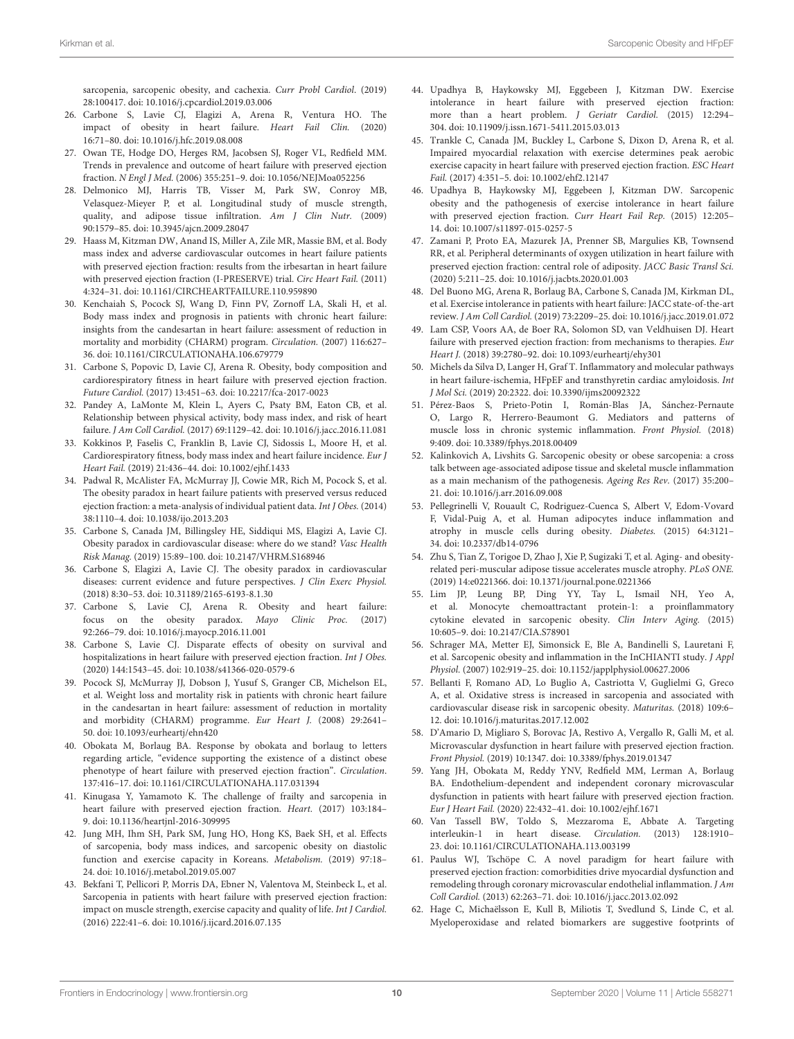sarcopenia, sarcopenic obesity, and cachexia. *Curr Probl Cardiol*. (2019) 28:100417. doi: 10.1016/j.cpcardiol.2019.03.006

26. Carbone S, Lavie CJ, Elagizi A, Arena R, Ventura HO. The impact of obesity in heart failure. *Heart Fail Clin.* (2020) 16:71–80. doi: 10.1016/j.hfc.2019.08.008
27. Owan TE, Hodge DO, Herges RM, Jacobsen SJ, Roger VL, Redfield MM. Trends in prevalence and outcome of heart failure with preserved ejection fraction. *N Engl J Med.* (2006) 355:251–9. doi: 10.1056/NEJMoa052256
28. Delmonico MJ, Harris TB, Visser M, Park SW, Conroy MB, Velasquez-Mieyer P, et al. Longitudinal study of muscle strength, quality, and adipose tissue infiltration. *Am J Clin Nutr.* (2009) 90:1579–85. doi: 10.3945/ajcn.2009.28047
29. Haass M, Kitzman DW, Anand IS, Miller A, Zile MR, Massie BM, et al. Body mass index and adverse cardiovascular outcomes in heart failure patients with preserved ejection fraction: results from the irbesartan in heart failure with preserved ejection fraction (I-PRESERVE) trial. *Circ Heart Fail.* (2011) 4:324–31. doi: 10.1161/CIRCHEARTFAILURE.110.959890
30. Kenchaiah S, Pocock SJ, Wang D, Finn PV, Zornoff LA, Skali H, et al. Body mass index and prognosis in patients with chronic heart failure: insights from the candesartan in heart failure: assessment of reduction in mortality and morbidity (CHARM) program. *Circulation.* (2007) 116:627–36. doi: 10.1161/CIRCULATIONAHA.106.679779
31. Carbone S, Popovic D, Lavie CJ, Arena R. Obesity, body composition and cardiorespiratory fitness in heart failure with preserved ejection fraction. *Future Cardiol.* (2017) 13:451–63. doi: 10.2217/fca-2017-0023
32. Pandey A, LaMonte M, Klein L, Ayers C, Psaty BM, Eaton CB, et al. Relationship between physical activity, body mass index, and risk of heart failure. *J Am Coll Cardiol.* (2017) 69:1129–42. doi: 10.1016/j.jacc.2016.11.081
33. Kokkinos P, Faselis C, Franklin B, Lavie CJ, Sidossis L, Moore H, et al. Cardiorespiratory fitness, body mass index and heart failure incidence. *Eur J Heart Fail.* (2019) 21:436–44. doi: 10.1002/ejhf.1433
34. Padwal R, McAlister FA, McMurray JJ, Cowie MR, Rich M, Pocock S, et al. The obesity paradox in heart failure patients with preserved versus reduced ejection fraction: a meta-analysis of individual patient data. *Int J Obes.* (2014) 38:1110–4. doi: 10.1038/ijo.2013.203
35. Carbone S, Canada JM, Billingsley HE, Siddiqui MS, Elagizi A, Lavie CJ. Obesity paradox in cardiovascular disease: where do we stand? *Vasc Health Risk Manag.* (2019) 15:89–100. doi: 10.2147/VHRM.S168946
36. Carbone S, Elagizi A, Lavie CJ. The obesity paradox in cardiovascular diseases: current evidence and future perspectives. *J Clin Exerc Physiol.* (2018) 8:30–53. doi: 10.31189/2165-6193-8.1.30
37. Carbone S, Lavie CJ, Arena R. Obesity and heart failure: focus on the obesity paradox. *Mayo Clinic Proc.* (2017) 92:266–79. doi: 10.1016/j.mayocp.2016.11.001
38. Carbone S, Lavie CJ. Disparate effects of obesity on survival and hospitalizations in heart failure with preserved ejection fraction. *Int J Obes.* (2020) 144:1543–45. doi: 10.1038/s41366-020-0579-6
39. Pocock SJ, McMurray JJ, Dobson J, Yusuf S, Granger CB, Michelson EL, et al. Weight loss and mortality risk in patients with chronic heart failure in the candesartan in heart failure: assessment of reduction in mortality and morbidity (CHARM) programme. *Eur Heart J.* (2008) 29:2641–50. doi: 10.1093/eurheartj/ehn420
40. Obokata M, Borlaug BA. Response by obokata and borlaug to letters regarding article, "evidence supporting the existence of a distinct obese phenotype of heart failure with preserved ejection fraction". *Circulation*. 137:416–17. doi: 10.1161/CIRCULATIONAHA.117.031394
41. Kinugasa Y, Yamamoto K. The challenge of frailty and sarcopenia in heart failure with preserved ejection fraction. *Heart.* (2017) 103:184–9. doi: 10.1136/heartjnl-2016-309995
42. Jung MH, Ihm SH, Park SM, Jung HO, Hong KS, Baek SH, et al. Effects of sarcopenia, body mass indices, and sarcopenic obesity on diastolic function and exercise capacity in Koreans. *Metabolism.* (2019) 97:18–24. doi: 10.1016/j.metabol.2019.05.007
43. Bekfani T, Pellicori P, Morris DA, Ebner N, Valentova M, Steinbeck L, et al. Sarcopenia in patients with heart failure with preserved ejection fraction: impact on muscle strength, exercise capacity and quality of life. *Int J Cardiol.* (2016) 222:41–6. doi: 10.1016/j.ijcard.2016.07.135
44. Upadhya B, Haykowsky MJ, Eggebeen J, Kitzman DW. Exercise intolerance in heart failure with preserved ejection fraction: more than a heart problem. *J Geriatr Cardiol.* (2015) 12:294–304. doi: 10.11909/j.issn.1671-5411.2015.03.013
45. Trankle C, Canada JM, Buckley L, Carbone S, Dixon D, Arena R, et al. Impaired myocardial relaxation with exercise determines peak aerobic exercise capacity in heart failure with preserved ejection fraction. *ESC Heart Fail.* (2017) 4:351–5. doi: 10.1002/ehf2.12147
46. Upadhya B, Haykowsky MJ, Eggebeen J, Kitzman DW. Sarcopenic obesity and the pathogenesis of exercise intolerance in heart failure with preserved ejection fraction. *Curr Heart Fail Rep.* (2015) 12:205–14. doi: 10.1007/s11897-015-0257-5
47. Zamani P, Proto EA, Mazurek JA, Prenner SB, Margulies KB, Townsend RR, et al. Peripheral determinants of oxygen utilization in heart failure with preserved ejection fraction: central role of adiposity. *JACC Basic Transl Sci.* (2020) 5:211–25. doi: 10.1016/j.jacbts.2020.01.003
48. Del Buono MG, Arena R, Borlaug BA, Carbone S, Canada JM, Kirkman DL, et al. Exercise intolerance in patients with heart failure: JACC state-of-the-art review. *J Am Coll Cardiol.* (2019) 73:2209–25. doi: 10.1016/j.jacc.2019.01.072
49. Lam CSP, Voors AA, de Boer RA, Solomon SD, van Veldhuisen DJ. Heart failure with preserved ejection fraction: from mechanisms to therapies. *Eur Heart J.* (2018) 39:2780–92. doi: 10.1093/eurheartj/ehy301
50. Michels da Silva D, Langer H, Graf T. Inflammatory and molecular pathways in heart failure-ischemia, HFpEF and transthyretin cardiac amyloidosis. *Int J Mol Sci.* (2019) 20:2322. doi: 10.3390/ijms20092322
51. Pérez-Baos S, Prieto-Potin I, Román-Blas JA, Sánchez-Pernaute O, Largo R, Herrero-Beaumont G. Mediators and patterns of muscle loss in chronic systemic inflammation. *Front Physiol.* (2018) 9:409. doi: 10.3389/fphys.2018.00409
52. Kalinkovich A, Livshits G. Sarcopenic obesity or obese sarcopenia: a cross talk between age-associated adipose tissue and skeletal muscle inflammation as a main mechanism of the pathogenesis. *Ageing Res Rev.* (2017) 35:200–21. doi: 10.1016/j.arr.2016.09.008
53. Pellegrinelli V, Rouault C, Rodriguez-Cuenca S, Albert V, Edom-Vovard F, Vidal-Puig A, et al. Human adipocytes induce inflammation and atrophy in muscle cells during obesity. *Diabetes.* (2015) 64:3121–34. doi: 10.2337/db14-0796
54. Zhu S, Tian Z, Torigoe D, Zhao J, Xie P, Sugizaki T, et al. Aging- and obesity-related peri-muscular adipose tissue accelerates muscle atrophy. *PLoS ONE.* (2019) 14:e0221366. doi: 10.1371/journal.pone.0221366
55. Lim JP, Leung BP, Ding YY, Tay L, Ismail NH, Yeo A, et al. Monocyte chemoattractant protein-1: a proinflammatory cytokine elevated in sarcopenic obesity. *Clin Interv Aging.* (2015) 10:605–9. doi: 10.2147/CIA.S78901
56. Schrager MA, Metter EJ, Simonsick E, Ble A, Bandinelli S, Lauretani F, et al. Sarcopenic obesity and inflammation in the InCHIANTI study. *J Appl Physiol.* (2007) 102:919–25. doi: 10.1152/japplphysiol.00627.2006
57. Bellanti F, Romano AD, Lo Buglio A, Castriotta V, Guglielmi G, Greco A, et al. Oxidative stress is increased in sarcopenia and associated with cardiovascular disease risk in sarcopenic obesity. *Maturitas.* (2018) 109:6–12. doi: 10.1016/j.maturitas.2017.12.002
58. D'Amario D, Migliaro S, Borovac JA, Restivo A, Vergallo R, Galli M, et al. Microvascular dysfunction in heart failure with preserved ejection fraction. *Front Physiol.* (2019) 10:1347. doi: 10.3389/fphys.2019.01347
59. Yang JH, Obokata M, Reddy YNV, Redfield MM, Lerman A, Borlaug BA. Endothelium-dependent and independent coronary microvascular dysfunction in patients with heart failure with preserved ejection fraction. *Eur J Heart Fail.* (2020) 22:432–41. doi: 10.1002/ejhf.1671
60. Van Tassell BW, Toldo S, Mezzaroma E, Abbate A. Targeting interleukin-1 in heart disease. *Circulation.* (2013) 128:1910–23. doi: 10.1161/CIRCULATIONAHA.113.003199
61. Paulus WJ, Tschöpe C. A novel paradigm for heart failure with preserved ejection fraction: comorbidities drive myocardial dysfunction and remodeling through coronary microvascular endothelial inflammation. *J Am Coll Cardiol.* (2013) 62:263–71. doi: 10.1016/j.jacc.2013.02.092
62. Hage C, Michaëlsson E, Kull B, Miliotis T, Svedlund S, Linde C, et al. Myeloperoxidase and related biomarkers are suggestive footprints of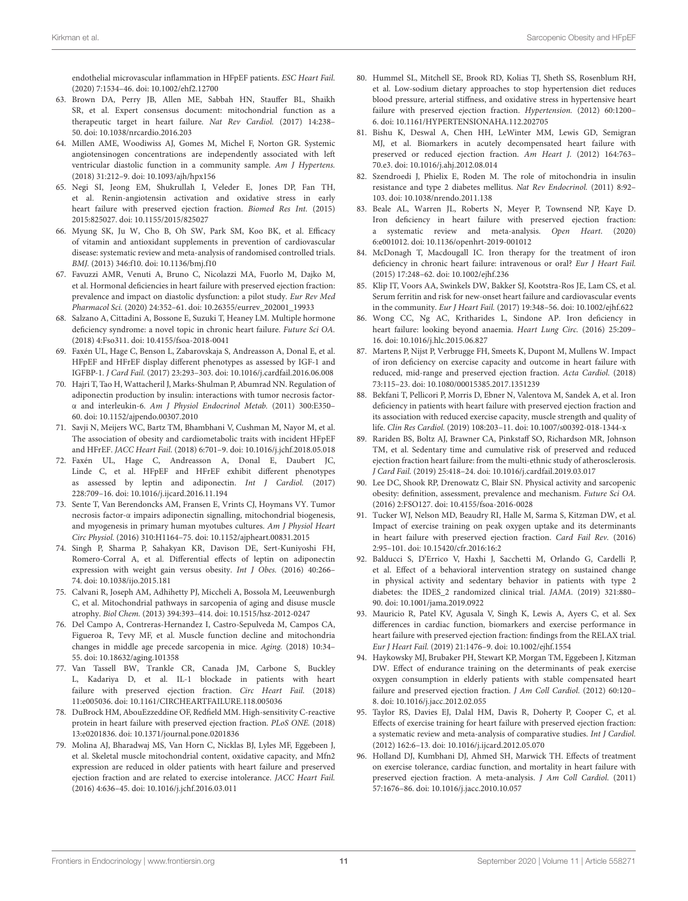endothelial microvascular inflammation in HFpEF patients. *ESC Heart Fail.* (2020) 7:1534–46. doi: 10.1002/ehf2.12700

63. Brown DA, Perry JB, Allen ME, Sabbah HN, Stauffer BL, Shaikh SR, et al. Expert consensus document: mitochondrial function as a therapeutic target in heart failure. *Nat Rev Cardiol.* (2017) 14:238–50. doi: 10.1038/nrcardio.2016.203
64. Millen AME, Woodiwiss AJ, Gomes M, Michel F, Norton GR. Systemic angiotensinogen concentrations are independently associated with left ventricular diastolic function in a community sample. *Am J Hypertens.* (2018) 31:212–9. doi: 10.1093/ajh/hpx156
65. Negi SI, Jeong EM, Shukrullah I, Veleder E, Jones DP, Fan TH, et al. Renin-angiotensin activation and oxidative stress in early heart failure with preserved ejection fraction. *Biomed Res Int.* (2015) 2015:825027. doi: 10.1155/2015/825027
66. Myung SK, Ju W, Cho B, Oh SW, Park SM, Koo BK, et al. Efficacy of vitamin and antioxidant supplements in prevention of cardiovascular disease: systematic review and meta-analysis of randomised controlled trials. *BMJ.* (2013) 346:f10. doi: 10.1136/bmj.f10
67. Favuzzi AMR, Venuti A, Bruno C, Nicolazzi MA, Fuorlo M, Dajko M, et al. Hormonal deficiencies in heart failure with preserved ejection fraction: prevalence and impact on diastolic dysfunction: a pilot study. *Eur Rev Med Pharmacol Sci.* (2020) 24:352–61. doi: 10.26355/eurrev_202001_19933
68. Salzano A, Cittadini A, Bossone E, Suzuki T, Heaney LM. Multiple hormone deficiency syndrome: a novel topic in chronic heart failure. *Future Sci OA.* (2018) 4:Fso311. doi: 10.4155/fsoa-2018-0041
69. Faxén UL, Hage C, Benson L, Zabarovskaja S, Andreasson A, Donal E, et al. HFpEF and HFrEF display different phenotypes as assessed by IGF-1 and IGFBP-1. *J Card Fail.* (2017) 23:293–303. doi: 10.1016/j.cardfail.2016.06.008
70. Hajri T, Tao H, Wattacheril J, Marks-Shulman P, Abumrad NN. Regulation of adiponectin production by insulin: interactions with tumor necrosis factor-α and interleukin-6. *Am J Physiol Endocrinol Metab.* (2011) 300:E350–60. doi: 10.1152/ajpendo.00307.2010
71. Savji N, Meijers WC, Bartz TM, Bhambhani V, Cushman M, Nayor M, et al. The association of obesity and cardiometabolic traits with incident HFpEF and HFrEF. *JACC Heart Fail.* (2018) 6:701–9. doi: 10.1016/j.jchf.2018.05.018
72. Faxén UL, Hage C, Andreasson A, Donal E, Daubert JC, Linde C, et al. HFpEF and HFrEF exhibit different phenotypes as assessed by leptin and adiponectin. *Int J Cardiol.* (2017) 228:709–16. doi: 10.1016/j.ijcard.2016.11.194
73. Sente T, Van Berendoncks AM, Fransen E, Vrints CJ, Hoymans VY. Tumor necrosis factor-α impairs adiponectin signalling, mitochondrial biogenesis, and myogenesis in primary human myotubes cultures. *Am J Physiol Heart Circ Physiol.* (2016) 310:H1164–75. doi: 10.1152/ajpheart.00831.2015
74. Singh P, Sharma P, Sahakyan KR, Davison DE, Sert-Kuniyoshi FH, Romero-Corral A, et al. Differential effects of leptin on adiponectin expression with weight gain versus obesity. *Int J Obes.* (2016) 40:266–74. doi: 10.1038/ijo.2015.181
75. Calvani R, Joseph AM, Adhihetty PJ, Miccheli A, Bossola M, Leeuwenburgh C, et al. Mitochondrial pathways in sarcopenia of aging and disuse muscle atrophy. *Biol Chem.* (2013) 394:393–414. doi: 10.1515/hsz-2012-0247
76. Del Campo A, Contreras-Hernandez I, Castro-Sepulveda M, Campos CA, Figueroa R, Tevy MF, et al. Muscle function decline and mitochondria changes in middle age precede sarcopenia in mice. *Aging.* (2018) 10:34–55. doi: 10.18632/aging.101358
77. Van Tassell BW, Trankle CR, Canada JM, Carbone S, Buckley L, Kadariya D, et al. IL-1 blockade in patients with heart failure with preserved ejection fraction. *Circ Heart Fail.* (2018) 11:e005036. doi: 10.1161/CIRCHEARTFAILURE.118.005036
78. DuBrock HM, AbouEzzeddine OF, Redfield MM. High-sensitivity C-reactive protein in heart failure with preserved ejection fraction. *PLoS ONE.* (2018) 13:e0201836. doi: 10.1371/journal.pone.0201836
79. Molina AJ, Bharadwaj MS, Van Horn C, Nicklas BJ, Lyles MF, Eggebeen J, et al. Skeletal muscle mitochondrial content, oxidative capacity, and Mfn2 expression are reduced in older patients with heart failure and preserved ejection fraction and are related to exercise intolerance. *JACC Heart Fail.* (2016) 4:636–45. doi: 10.1016/j.jchf.2016.03.011
80. Hummel SL, Mitchell SE, Brook RD, Kolias TJ, Sheth SS, Rosenblum RH, et al. Low-sodium dietary approaches to stop hypertension diet reduces blood pressure, arterial stiffness, and oxidative stress in hypertensive heart failure with preserved ejection fraction. *Hypertension.* (2012) 60:1200–6. doi: 10.1161/HYPERTENSIONAHA.112.202705
81. Bishu K, Deswal A, Chen HH, LeWinter MM, Lewis GD, Semigran MJ, et al. Biomarkers in acutely decompensated heart failure with preserved or reduced ejection fraction. *Am Heart J.* (2012) 164:763–70.e3. doi: 10.1016/j.ahj.2012.08.014
82. Szendroedi J, Phielix E, Roden M. The role of mitochondria in insulin resistance and type 2 diabetes mellitus. *Nat Rev Endocrinol.* (2011) 8:92–103. doi: 10.1038/nrendo.2011.138
83. Beale AL, Warren JL, Roberts N, Meyer P, Townsend NP, Kaye D. Iron deficiency in heart failure with preserved ejection fraction: a systematic review and meta-analysis. *Open Heart.* (2020) 6:e001012. doi: 10.1136/openhrt-2019-001012
84. McDonagh T, Macdougall IC. Iron therapy for the treatment of iron deficiency in chronic heart failure: intravenous or oral? *Eur J Heart Fail.* (2015) 17:248–62. doi: 10.1002/ejhf.236
85. Klip IT, Voors AA, Swinkels DW, Bakker SJ, Kootstra-Ros JE, Lam CS, et al. Serum ferritin and risk for new-onset heart failure and cardiovascular events in the community. *Eur J Heart Fail.* (2017) 19:348–56. doi: 10.1002/ejhf.622
86. Wong CC, Ng AC, Kritharides L, Sindone AP. Iron deficiency in heart failure: looking beyond anaemia. *Heart Lung Circ.* (2016) 25:209–16. doi: 10.1016/j.hlc.2015.06.827
87. Martens P, Nijst P, Verbrugge FH, Smeets K, Dupont M, Mullens W. Impact of iron deficiency on exercise capacity and outcome in heart failure with reduced, mid-range and preserved ejection fraction. *Acta Cardiol.* (2018) 73:115–23. doi: 10.1080/00015385.2017.1351239
88. Bekfani T, Pellicori P, Morris D, Ebner N, Valentova M, Sandek A, et al. Iron deficiency in patients with heart failure with preserved ejection fraction and its association with reduced exercise capacity, muscle strength and quality of life. *Clin Res Cardiol.* (2019) 108:203–11. doi: 10.1007/s00392-018-1344-x
89. Rariden BS, Boltz AJ, Brawner CA, Pinkstaff SO, Richardson MR, Johnson TM, et al. Sedentary time and cumulative risk of preserved and reduced ejection fraction heart failure: from the multi-ethnic study of atherosclerosis. *J Card Fail.* (2019) 25:418–24. doi: 10.1016/j.cardfail.2019.03.017
90. Lee DC, Shook RP, Drenowatz C, Blair SN. Physical activity and sarcopenic obesity: definition, assessment, prevalence and mechanism. *Future Sci OA.* (2016) 2:FSO127. doi: 10.4155/fsoa-2016-0028
91. Tucker WJ, Nelson MD, Beaudry RI, Halle M, Sarma S, Kitzman DW, et al. Impact of exercise training on peak oxygen uptake and its determinants in heart failure with preserved ejection fraction. *Card Fail Rev.* (2016) 2:95–101. doi: 10.15420/cfr.2016:16:2
92. Balducci S, D'Errico V, Haxhi J, Sacchetti M, Orlando G, Cardelli P, et al. Effect of a behavioral intervention strategy on sustained change in physical activity and sedentary behavior in patients with type 2 diabetes: the IDES_2 randomized clinical trial. *JAMA.* (2019) 321:880–90. doi: 10.1001/jama.2019.0922
93. Mauricio R, Patel KV, Agusala V, Singh K, Lewis A, Ayers C, et al. Sex differences in cardiac function, biomarkers and exercise performance in heart failure with preserved ejection fraction: findings from the RELAX trial. *Eur J Heart Fail.* (2019) 21:1476–9. doi: 10.1002/ejhf.1554
94. Haykowsky MJ, Brubaker PH, Stewart KP, Morgan TM, Eggebeen J, Kitzman DW. Effect of endurance training on the determinants of peak exercise oxygen consumption in elderly patients with stable compensated heart failure and preserved ejection fraction. *J Am Coll Cardiol.* (2012) 60:120–8. doi: 10.1016/j.jacc.2012.02.055
95. Taylor RS, Davies EJ, Dalal HM, Davis R, Doherty P, Cooper C, et al. Effects of exercise training for heart failure with preserved ejection fraction: a systematic review and meta-analysis of comparative studies. *Int J Cardiol.* (2012) 162:6–13. doi: 10.1016/j.ijcard.2012.05.070
96. Holland DJ, Kumbhani DJ, Ahmed SH, Marwick TH. Effects of treatment on exercise tolerance, cardiac function, and mortality in heart failure with preserved ejection fraction. A meta-analysis. *J Am Coll Cardiol.* (2011) 57:1676–86. doi: 10.1016/j.jacc.2010.10.057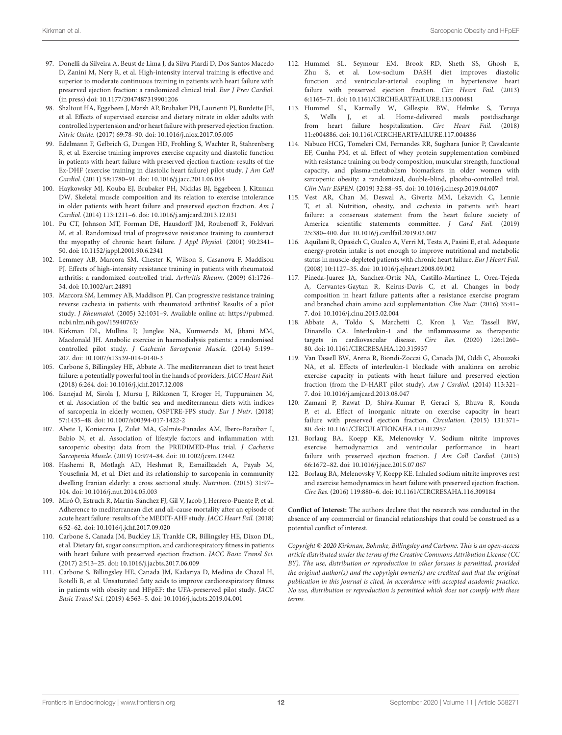97. Donelli da Silveira A, Beust de Lima J, da Silva Piardi D, Dos Santos Macedo D, Zanini M, Nery R, et al. High-intensity interval training is effective and superior to moderate continuous training in patients with heart failure with preserved ejection fraction: a randomized clinical trial. *Eur J Prev Cardiol.* (in press) doi: 10.1177/2047487319901206

98. Shaltout HA, Eggebeen J, Marsh AP, Brubaker PH, Laurienti PJ, Burdette JH, et al. Effects of supervised exercise and dietary nitrate in older adults with controlled hypertension and/or heart failure with preserved ejection fraction. *Nitric Oxide.* (2017) 69:78–90. doi: 10.1016/j.niox.2017.05.005

99. Edelmann F, Gelbrich G, Dungen HD, Frohling S, Wachter R, Stahrenberg R, et al. Exercise training improves exercise capacity and diastolic function in patients with heart failure with preserved ejection fraction: results of the Ex-DHF (exercise training in diastolic heart failure) pilot study. *J Am Coll Cardiol.* (2011) 58:1780–91. doi: 10.1016/j.jacc.2011.06.054

100. Haykowsky MJ, Kouba EJ, Brubaker PH, Nicklas BJ, Eggebeen J, Kitzman DW. Skeletal muscle composition and its relation to exercise intolerance in older patients with heart failure and preserved ejection fraction. *Am J Cardiol.* (2014) 113:1211–6. doi: 10.1016/j.amjcard.2013.12.031

101. Pu CT, Johnson MT, Forman DE, Hausdorff JM, Roubenoff R, Foldvari M, et al. Randomized trial of progressive resistance training to counteract the myopathy of chronic heart failure. *J Appl Physiol.* (2001) 90:2341–50. doi: 10.1152/jappl.2001.90.6.2341

102. Lemmey AB, Marcora SM, Chester K, Wilson S, Casanova F, Maddison PJ. Effects of high-intensity resistance training in patients with rheumatoid arthritis: a randomized controlled trial. *Arthritis Rheum.* (2009) 61:1726–34. doi: 10.1002/art.24891

103. Marcora SM, Lemmey AB, Maddison PJ. Can progressive resistance training reverse cachexia in patients with rheumatoid arthritis? Results of a pilot study. *J Rheumatol.* (2005) 32:1031–9. Available online at: https://pubmed.ncbi.nlm.nih.gov/15940763/

104. Kirkman DL, Mullins P, Junglee NA, Kumwenda M, Jibani MM, Macdonald JH. Anabolic exercise in haemodialysis patients: a randomised controlled pilot study. *J Cachexia Sarcopenia Muscle.* (2014) 5:199–207. doi: 10.1007/s13539-014-0140-3

105. Carbone S, Billingsley HE, Abbate A. The mediterranean diet to treat heart failure: a potentially powerful tool in the hands of providers. *JACC Heart Fail.* (2018) 6:264. doi: 10.1016/j.jchf.2017.12.008

106. Isanejad M, Sirola J, Mursu J, Rikkonen T, Kroger H, Tuppurainen M, et al. Association of the baltic sea and mediterranean diets with indices of sarcopenia in elderly women, OSPTRE-FPS study. *Eur J Nutr.* (2018) 57:1435–48. doi: 10.1007/s00394-017-1422-2

107. Abete I, Konieczna J, Zulet MA, Galmés-Panades AM, Ibero-Baraibar I, Babio N, et al. Association of lifestyle factors and inflammation with sarcopenic obesity: data from the PREDIMED-Plus trial. *J Cachexia Sarcopenia Muscle.* (2019) 10:974–84. doi: 10.1002/jcsm.12442

108. Hashemi R, Motlagh AD, Heshmat R, Esmaillzadeh A, Payab M, Yousefinia M, et al. Diet and its relationship to sarcopenia in community dwelling Iranian elderly: a cross sectional study. *Nutrition.* (2015) 31:97–104. doi: 10.1016/j.nut.2014.05.003

109. Miró Ò, Estruch R, Martín-Sánchez FJ, Gil V, Jacob J, Herrero-Puente P, et al. Adherence to mediterranean diet and all-cause mortality after an episode of acute heart failure: results of the MEDIT-AHF study. *JACC Heart Fail.* (2018) 6:52–62. doi: 10.1016/j.jchf.2017.09.020

110. Carbone S, Canada JM, Buckley LF, Trankle CR, Billingsley HE, Dixon DL, et al. Dietary fat, sugar consumption, and cardiorespiratory fitness in patients with heart failure with preserved ejection fraction. *JACC Basic Transl Sci.* (2017) 2:513–25. doi: 10.1016/j.jacbts.2017.06.009

111. Carbone S, Billingsley HE, Canada JM, Kadariya D, Medina de Chazal H, Rotelli B, et al. Unsaturated fatty acids to improve cardiorespiratory fitness in patients with obesity and HFpEF: the UFA-preserved pilot study. *JACC Basic Transl Sci.* (2019) 4:563–5. doi: 10.1016/j.jacbts.2019.04.001

112. Hummel SL, Seymour EM, Brook RD, Sheth SS, Ghosh E, Zhu S, et al. Low-sodium DASH diet improves diastolic function and ventricular-arterial coupling in hypertensive heart failure with preserved ejection fraction. *Circ Heart Fail.* (2013) 6:1165–71. doi: 10.1161/CIRCHEARTFAILURE.113.000481

113. Hummel SL, Karmally W, Gillespie BW, Helmke S, Teruya S, Wells J, et al. Home-delivered meals postdischarge from heart failure hospitalization. *Circ Heart Fail.* (2018) 11:e004886. doi: 10.1161/CIRCHEARTFAILURE.117.004886

114. Nabuco HCG, Tomeleri CM, Fernandes RR, Sugihara Junior P, Cavalcante EF, Cunha PM, et al. Effect of whey protein supplementation combined with resistance training on body composition, muscular strength, functional capacity, and plasma-metabolism biomarkers in older women with sarcopenic obesity: a randomized, double-blind, placebo-controlled trial. *Clin Nutr ESPEN.* (2019) 32:88–95. doi: 10.1016/j.clnesp.2019.04.007

115. Vest AR, Chan M, Deswal A, Givertz MM, Lekavich C, Lennie T, et al. Nutrition, obesity, and cachexia in patients with heart failure: a consensus statement from the heart failure society of America scientific statements committee. *J Card Fail.* (2019) 25:380–400. doi: 10.1016/j.cardfail.2019.03.007

116. Aquilani R, Opasich C, Gualco A, Verri M, Testa A, Pasini E, et al. Adequate energy-protein intake is not enough to improve nutritional and metabolic status in muscle-depleted patients with chronic heart failure. *Eur J Heart Fail.* (2008) 10:1127–35. doi: 10.1016/j.ejheart.2008.09.002

117. Pineda-Juarez JA, Sanchez-Ortiz NA, Castillo-Martinez L, Orea-Tejeda A, Cervantes-Gaytan R, Keirns-Davis C, et al. Changes in body composition in heart failure patients after a resistance exercise program and branched chain amino acid supplementation. *Clin Nutr.* (2016) 35:41–7. doi: 10.1016/j.clnu.2015.02.004

118. Abbate A, Toldo S, Marchetti C, Kron J, Van Tassell BW, Dinarello CA. Interleukin-1 and the inflammasome as therapeutic targets in cardiovascular disease. *Circ Res.* (2020) 126:1260–80. doi: 10.1161/CIRCRESAHA.120.315937

119. Van Tassell BW, Arena R, Biondi-Zoccai G, Canada JM, Oddi C, Abouzaki NA, et al. Effects of interleukin-1 blockade with anakinra on aerobic exercise capacity in patients with heart failure and preserved ejection fraction (from the D-HART pilot study). *Am J Cardiol.* (2014) 113:321–7. doi: 10.1016/j.amjcard.2013.08.047

120. Zamani P, Rawat D, Shiva-Kumar P, Geraci S, Bhuva R, Konda P, et al. Effect of inorganic nitrate on exercise capacity in heart failure with preserved ejection fraction. *Circulation.* (2015) 131:371–80. doi: 10.1161/CIRCULATIONAHA.114.012957

121. Borlaug BA, Koepp KE, Melenovsky V. Sodium nitrite improves exercise hemodynamics and ventricular performance in heart failure with preserved ejection fraction. *J Am Coll Cardiol.* (2015) 66:1672–82. doi: 10.1016/j.jacc.2015.07.067

122. Borlaug BA, Melenovsky V, Koepp KE. Inhaled sodium nitrite improves rest and exercise hemodynamics in heart failure with preserved ejection fraction. *Circ Res.* (2016) 119:880–6. doi: 10.1161/CIRCRESAHA.116.309184

**Conflict of Interest:** The authors declare that the research was conducted in the absence of any commercial or financial relationships that could be construed as a potential conflict of interest.

*Copyright © 2020 Kirkman, Bohmke, Billingsley and Carbone. This is an open-access article distributed under the terms of the Creative Commons Attribution License (CC BY). The use, distribution or reproduction in other forums is permitted, provided the original author(s) and the copyright owner(s) are credited and that the original publication in this journal is cited, in accordance with accepted academic practice. No use, distribution or reproduction is permitted which does not comply with these terms.*